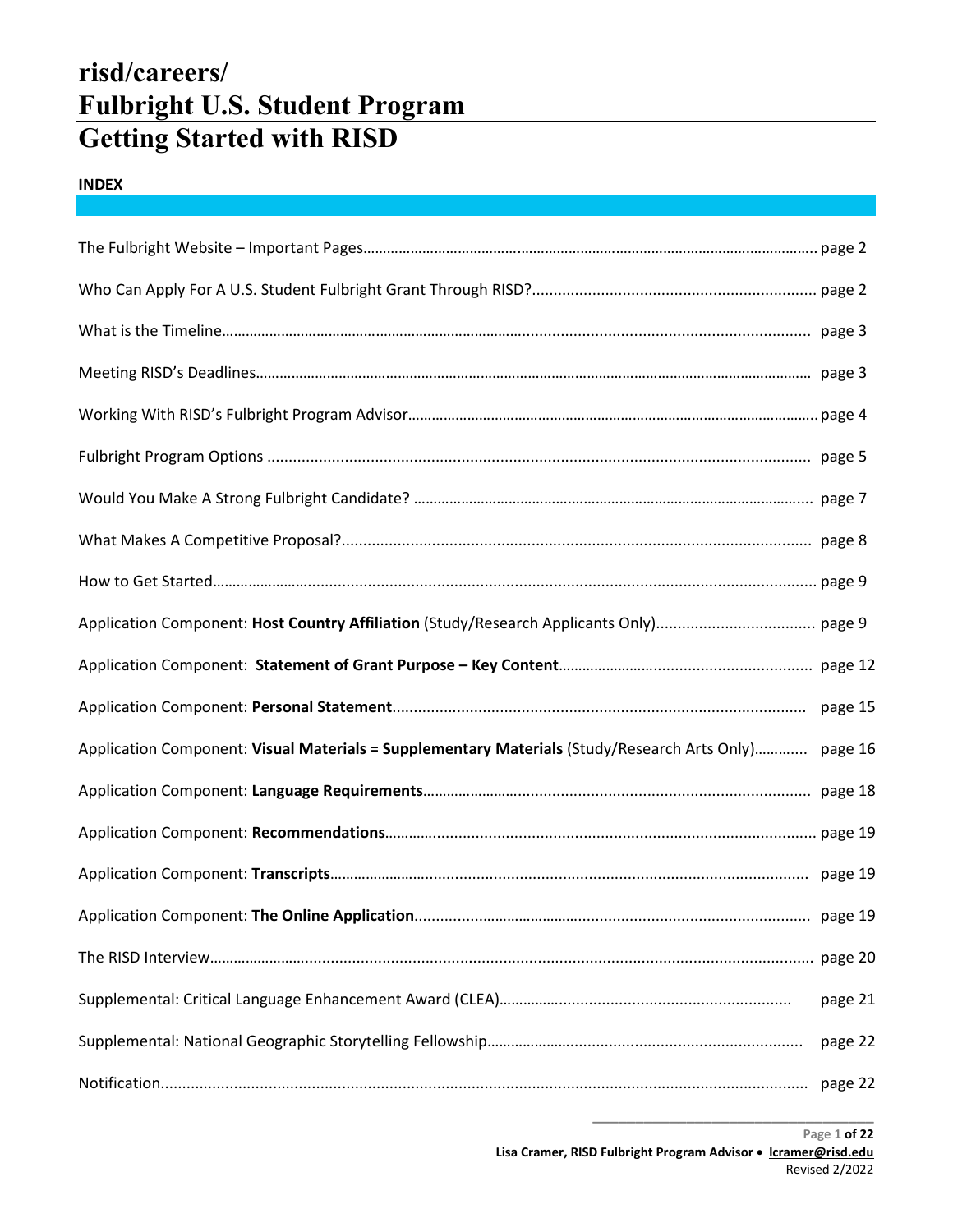# risd/careers/
# Fulbright U.S. Student Program
# Getting Started with RISD

**INDEX**

The Fulbright Website – Important Pages........................................................ page 2

Who Can Apply For A U.S. Student Fulbright Grant Through RISD?........................................ page 2

What is the Timeline........................................................ page 3

Meeting RISD's Deadlines........................................................ page 3

Working With RISD's Fulbright Program Advisor........................................................ page 4

Fulbright Program Options ........................................................ page 5

Would You Make A Strong Fulbright Candidate? ........................................................ page 7

What Makes A Competitive Proposal?........................................................ page 8

How to Get Started........................................................ page 9

Application Component: **Host Country Affiliation** (Study/Research Applicants Only)........................................ page 9

Application Component: **Statement of Grant Purpose – Key Content**........................................................ page 12

Application Component: **Personal Statement**........................................................ page 15

Application Component: **Visual Materials = Supplementary Materials** (Study/Research Arts Only)............. page 16

Application Component: **Language Requirements**........................................................ page 18

Application Component: **Recommendations**........................................................ page 19

Application Component: **Transcripts**........................................................ page 19

Application Component: **The Online Application**........................................................ page 19

The RISD Interview........................................................ page 20

Supplemental: Critical Language Enhancement Award (CLEA)........................................ page 21

Supplemental: National Geographic Storytelling Fellowship........................................ page 22

Notification........................................................ page 22

Lisa Cramer, RISD Fulbright Program Advisor • lcramer@risd.edu
Revised 2/2022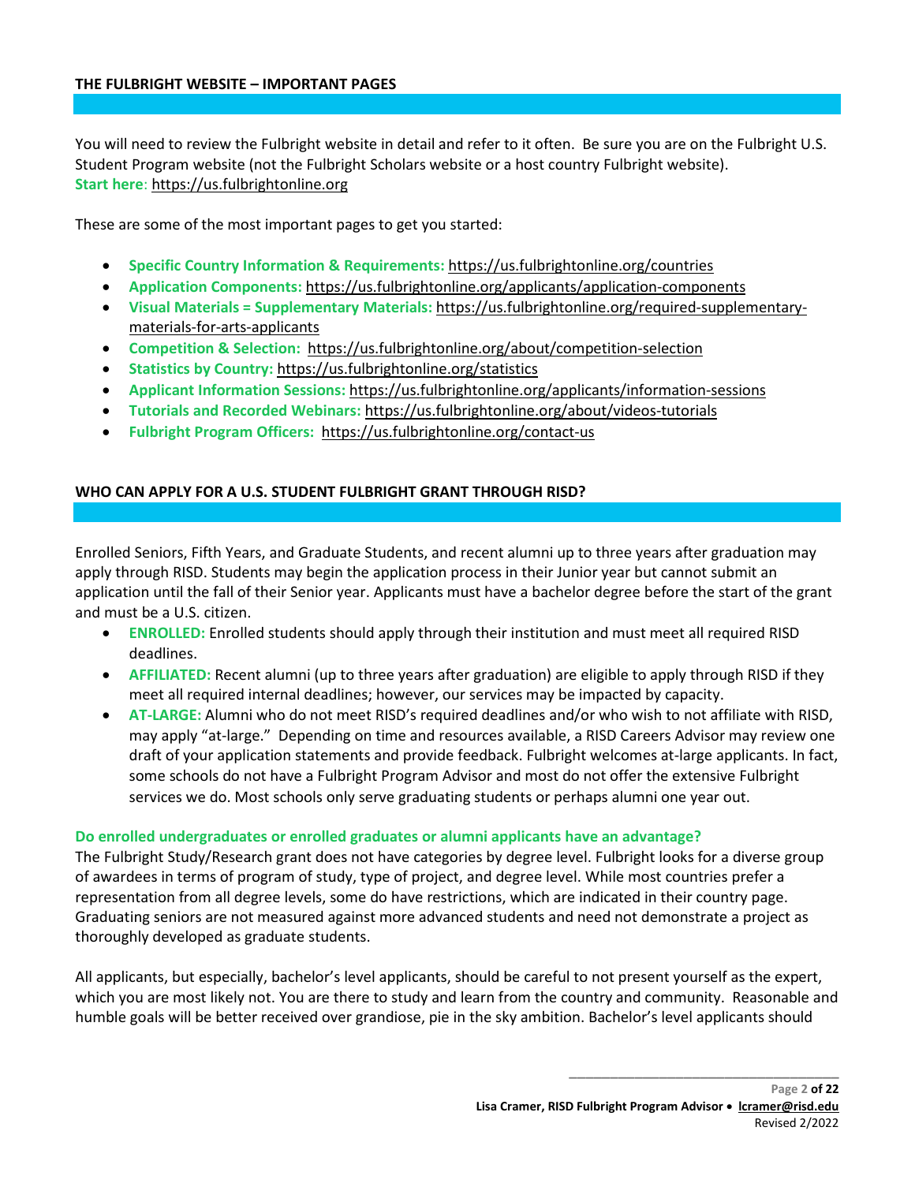## THE FULBRIGHT WEBSITE – IMPORTANT PAGES

You will need to review the Fulbright website in detail and refer to it often. Be sure you are on the Fulbright U.S. Student Program website (not the Fulbright Scholars website or a host country Fulbright website).
**Start here**: https://us.fulbrightonline.org

These are some of the most important pages to get you started:

- **Specific Country Information & Requirements:** https://us.fulbrightonline.org/countries
- **Application Components:** https://us.fulbrightonline.org/applicants/application-components
- **Visual Materials = Supplementary Materials:** https://us.fulbrightonline.org/required-supplementary-materials-for-arts-applicants
- **Competition & Selection:** https://us.fulbrightonline.org/about/competition-selection
- **Statistics by Country:** https://us.fulbrightonline.org/statistics
- **Applicant Information Sessions:** https://us.fulbrightonline.org/applicants/information-sessions
- **Tutorials and Recorded Webinars:** https://us.fulbrightonline.org/about/videos-tutorials
- **Fulbright Program Officers:** https://us.fulbrightonline.org/contact-us

## WHO CAN APPLY FOR A U.S. STUDENT FULBRIGHT GRANT THROUGH RISD?

Enrolled Seniors, Fifth Years, and Graduate Students, and recent alumni up to three years after graduation may apply through RISD. Students may begin the application process in their Junior year but cannot submit an application until the fall of their Senior year. Applicants must have a bachelor degree before the start of the grant and must be a U.S. citizen.

- **ENROLLED:** Enrolled students should apply through their institution and must meet all required RISD deadlines.
- **AFFILIATED:** Recent alumni (up to three years after graduation) are eligible to apply through RISD if they meet all required internal deadlines; however, our services may be impacted by capacity.
- **AT-LARGE:** Alumni who do not meet RISD's required deadlines and/or who wish to not affiliate with RISD, may apply "at-large." Depending on time and resources available, a RISD Careers Advisor may review one draft of your application statements and provide feedback. Fulbright welcomes at-large applicants. In fact, some schools do not have a Fulbright Program Advisor and most do not offer the extensive Fulbright services we do. Most schools only serve graduating students or perhaps alumni one year out.

### Do enrolled undergraduates or enrolled graduates or alumni applicants have an advantage?

The Fulbright Study/Research grant does not have categories by degree level. Fulbright looks for a diverse group of awardees in terms of program of study, type of project, and degree level. While most countries prefer a representation from all degree levels, some do have restrictions, which are indicated in their country page. Graduating seniors are not measured against more advanced students and need not demonstrate a project as thoroughly developed as graduate students.

All applicants, but especially, bachelor's level applicants, should be careful to not present yourself as the expert, which you are most likely not. You are there to study and learn from the country and community. Reasonable and humble goals will be better received over grandiose, pie in the sky ambition. Bachelor's level applicants should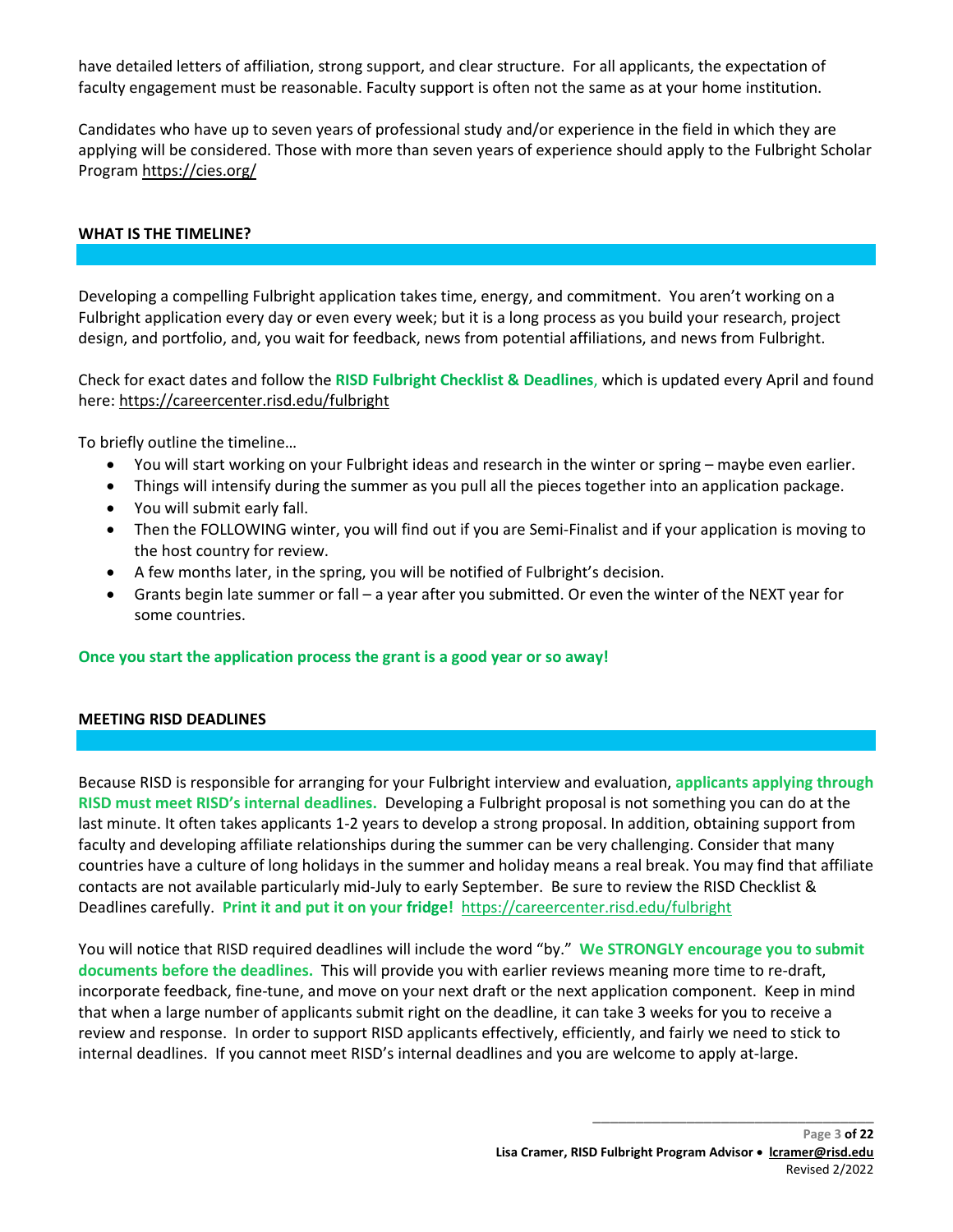have detailed letters of affiliation, strong support, and clear structure. For all applicants, the expectation of faculty engagement must be reasonable. Faculty support is often not the same as at your home institution.

Candidates who have up to seven years of professional study and/or experience in the field in which they are applying will be considered. Those with more than seven years of experience should apply to the Fulbright Scholar Program https://cies.org/

## WHAT IS THE TIMELINE?

Developing a compelling Fulbright application takes time, energy, and commitment. You aren't working on a Fulbright application every day or even every week; but it is a long process as you build your research, project design, and portfolio, and, you wait for feedback, news from potential affiliations, and news from Fulbright.

Check for exact dates and follow the **RISD Fulbright Checklist & Deadlines**, which is updated every April and found here: https://careercenter.risd.edu/fulbright

To briefly outline the timeline…

- You will start working on your Fulbright ideas and research in the winter or spring – maybe even earlier.
- Things will intensify during the summer as you pull all the pieces together into an application package.
- You will submit early fall.
- Then the FOLLOWING winter, you will find out if you are Semi-Finalist and if your application is moving to the host country for review.
- A few months later, in the spring, you will be notified of Fulbright's decision.
- Grants begin late summer or fall – a year after you submitted. Or even the winter of the NEXT year for some countries.

**Once you start the application process the grant is a good year or so away!**

## MEETING RISD DEADLINES

Because RISD is responsible for arranging for your Fulbright interview and evaluation, **applicants applying through RISD must meet RISD's internal deadlines.** Developing a Fulbright proposal is not something you can do at the last minute. It often takes applicants 1-2 years to develop a strong proposal. In addition, obtaining support from faculty and developing affiliate relationships during the summer can be very challenging. Consider that many countries have a culture of long holidays in the summer and holiday means a real break. You may find that affiliate contacts are not available particularly mid-July to early September. Be sure to review the RISD Checklist & Deadlines carefully. **Print it and put it on your fridge!** https://careercenter.risd.edu/fulbright

You will notice that RISD required deadlines will include the word "by." **We STRONGLY encourage you to submit documents before the deadlines.** This will provide you with earlier reviews meaning more time to re-draft, incorporate feedback, fine-tune, and move on your next draft or the next application component. Keep in mind that when a large number of applicants submit right on the deadline, it can take 3 weeks for you to receive a review and response. In order to support RISD applicants effectively, efficiently, and fairly we need to stick to internal deadlines. If you cannot meet RISD's internal deadlines and you are welcome to apply at-large.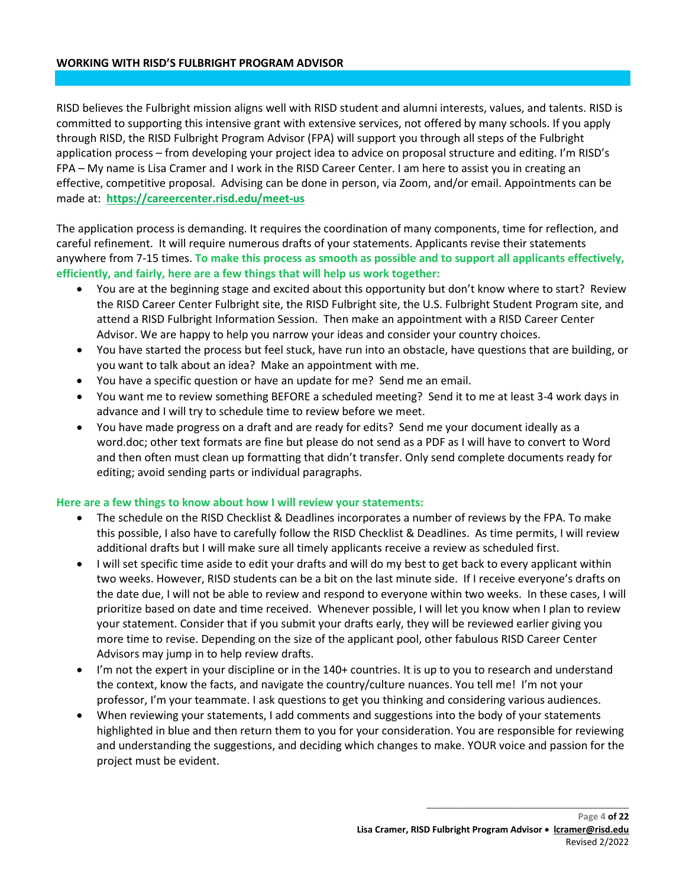## WORKING WITH RISD'S FULBRIGHT PROGRAM ADVISOR

RISD believes the Fulbright mission aligns well with RISD student and alumni interests, values, and talents. RISD is committed to supporting this intensive grant with extensive services, not offered by many schools. If you apply through RISD, the RISD Fulbright Program Advisor (FPA) will support you through all steps of the Fulbright application process – from developing your project idea to advice on proposal structure and editing. I'm RISD's FPA – My name is Lisa Cramer and I work in the RISD Career Center. I am here to assist you in creating an effective, competitive proposal. Advising can be done in person, via Zoom, and/or email. Appointments can be made at: **https://careercenter.risd.edu/meet-us**

The application process is demanding. It requires the coordination of many components, time for reflection, and careful refinement. It will require numerous drafts of your statements. Applicants revise their statements anywhere from 7-15 times. **To make this process as smooth as possible and to support all applicants effectively, efficiently, and fairly, here are a few things that will help us work together:**

- You are at the beginning stage and excited about this opportunity but don't know where to start? Review the RISD Career Center Fulbright site, the RISD Fulbright site, the U.S. Fulbright Student Program site, and attend a RISD Fulbright Information Session. Then make an appointment with a RISD Career Center Advisor. We are happy to help you narrow your ideas and consider your country choices.
- You have started the process but feel stuck, have run into an obstacle, have questions that are building, or you want to talk about an idea? Make an appointment with me.
- You have a specific question or have an update for me? Send me an email.
- You want me to review something BEFORE a scheduled meeting? Send it to me at least 3-4 work days in advance and I will try to schedule time to review before we meet.
- You have made progress on a draft and are ready for edits? Send me your document ideally as a word.doc; other text formats are fine but please do not send as a PDF as I will have to convert to Word and then often must clean up formatting that didn't transfer. Only send complete documents ready for editing; avoid sending parts or individual paragraphs.

**Here are a few things to know about how I will review your statements:**

- The schedule on the RISD Checklist & Deadlines incorporates a number of reviews by the FPA. To make this possible, I also have to carefully follow the RISD Checklist & Deadlines. As time permits, I will review additional drafts but I will make sure all timely applicants receive a review as scheduled first.
- I will set specific time aside to edit your drafts and will do my best to get back to every applicant within two weeks. However, RISD students can be a bit on the last minute side. If I receive everyone's drafts on the date due, I will not be able to review and respond to everyone within two weeks. In these cases, I will prioritize based on date and time received. Whenever possible, I will let you know when I plan to review your statement. Consider that if you submit your drafts early, they will be reviewed earlier giving you more time to revise. Depending on the size of the applicant pool, other fabulous RISD Career Center Advisors may jump in to help review drafts.
- I'm not the expert in your discipline or in the 140+ countries. It is up to you to research and understand the context, know the facts, and navigate the country/culture nuances. You tell me! I'm not your professor, I'm your teammate. I ask questions to get you thinking and considering various audiences.
- When reviewing your statements, I add comments and suggestions into the body of your statements highlighted in blue and then return them to you for your consideration. You are responsible for reviewing and understanding the suggestions, and deciding which changes to make. YOUR voice and passion for the project must be evident.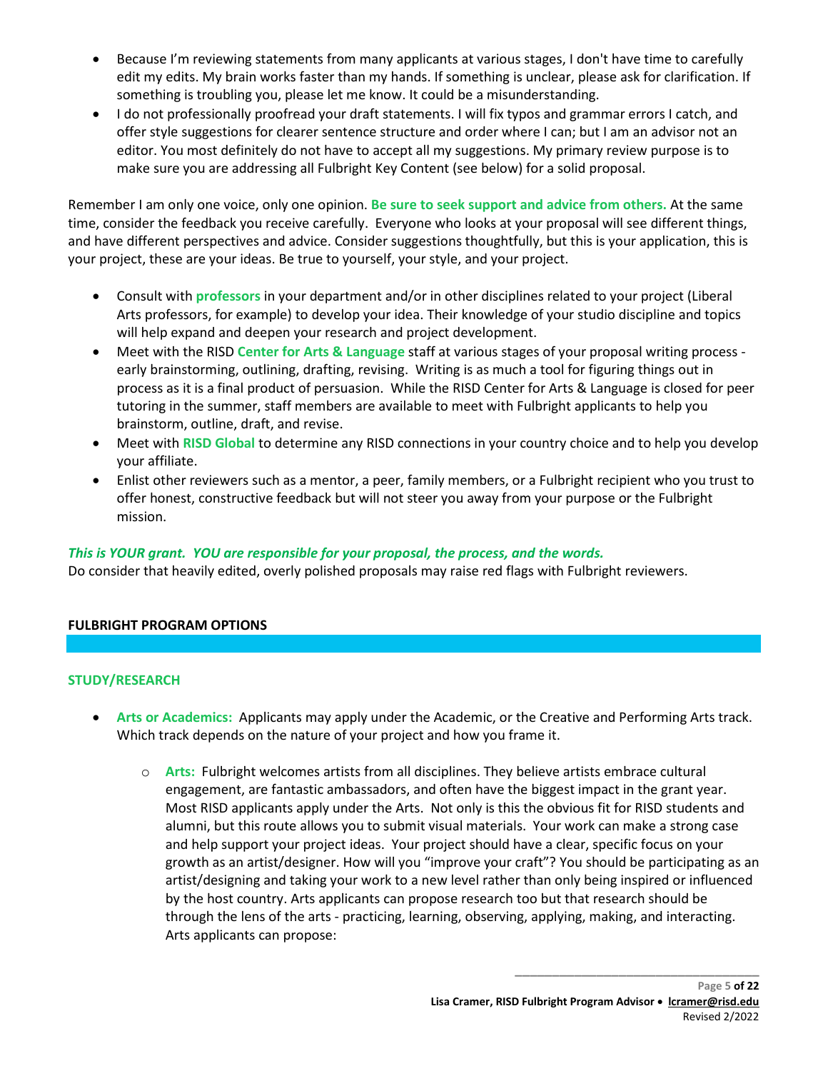- Because I'm reviewing statements from many applicants at various stages, I don't have time to carefully edit my edits. My brain works faster than my hands. If something is unclear, please ask for clarification. If something is troubling you, please let me know. It could be a misunderstanding.
- I do not professionally proofread your draft statements. I will fix typos and grammar errors I catch, and offer style suggestions for clearer sentence structure and order where I can; but I am an advisor not an editor. You most definitely do not have to accept all my suggestions. My primary review purpose is to make sure you are addressing all Fulbright Key Content (see below) for a solid proposal.

Remember I am only one voice, only one opinion. **Be sure to seek support and advice from others.** At the same time, consider the feedback you receive carefully. Everyone who looks at your proposal will see different things, and have different perspectives and advice. Consider suggestions thoughtfully, but this is your application, this is your project, these are your ideas. Be true to yourself, your style, and your project.

- Consult with **professors** in your department and/or in other disciplines related to your project (Liberal Arts professors, for example) to develop your idea. Their knowledge of your studio discipline and topics will help expand and deepen your research and project development.
- Meet with the RISD **Center for Arts & Language** staff at various stages of your proposal writing process - early brainstorming, outlining, drafting, revising. Writing is as much a tool for figuring things out in process as it is a final product of persuasion. While the RISD Center for Arts & Language is closed for peer tutoring in the summer, staff members are available to meet with Fulbright applicants to help you brainstorm, outline, draft, and revise.
- Meet with **RISD Global** to determine any RISD connections in your country choice and to help you develop your affiliate.
- Enlist other reviewers such as a mentor, a peer, family members, or a Fulbright recipient who you trust to offer honest, constructive feedback but will not steer you away from your purpose or the Fulbright mission.

***This is YOUR grant. YOU are responsible for your proposal, the process, and the words.***
Do consider that heavily edited, overly polished proposals may raise red flags with Fulbright reviewers.

## FULBRIGHT PROGRAM OPTIONS

### STUDY/RESEARCH

- **Arts or Academics:** Applicants may apply under the Academic, or the Creative and Performing Arts track. Which track depends on the nature of your project and how you frame it.
  - **Arts:** Fulbright welcomes artists from all disciplines. They believe artists embrace cultural engagement, are fantastic ambassadors, and often have the biggest impact in the grant year. Most RISD applicants apply under the Arts. Not only is this the obvious fit for RISD students and alumni, but this route allows you to submit visual materials. Your work can make a strong case and help support your project ideas. Your project should have a clear, specific focus on your growth as an artist/designer. How will you "improve your craft"? You should be participating as an artist/designing and taking your work to a new level rather than only being inspired or influenced by the host country. Arts applicants can propose research too but that research should be through the lens of the arts - practicing, learning, observing, applying, making, and interacting. Arts applicants can propose: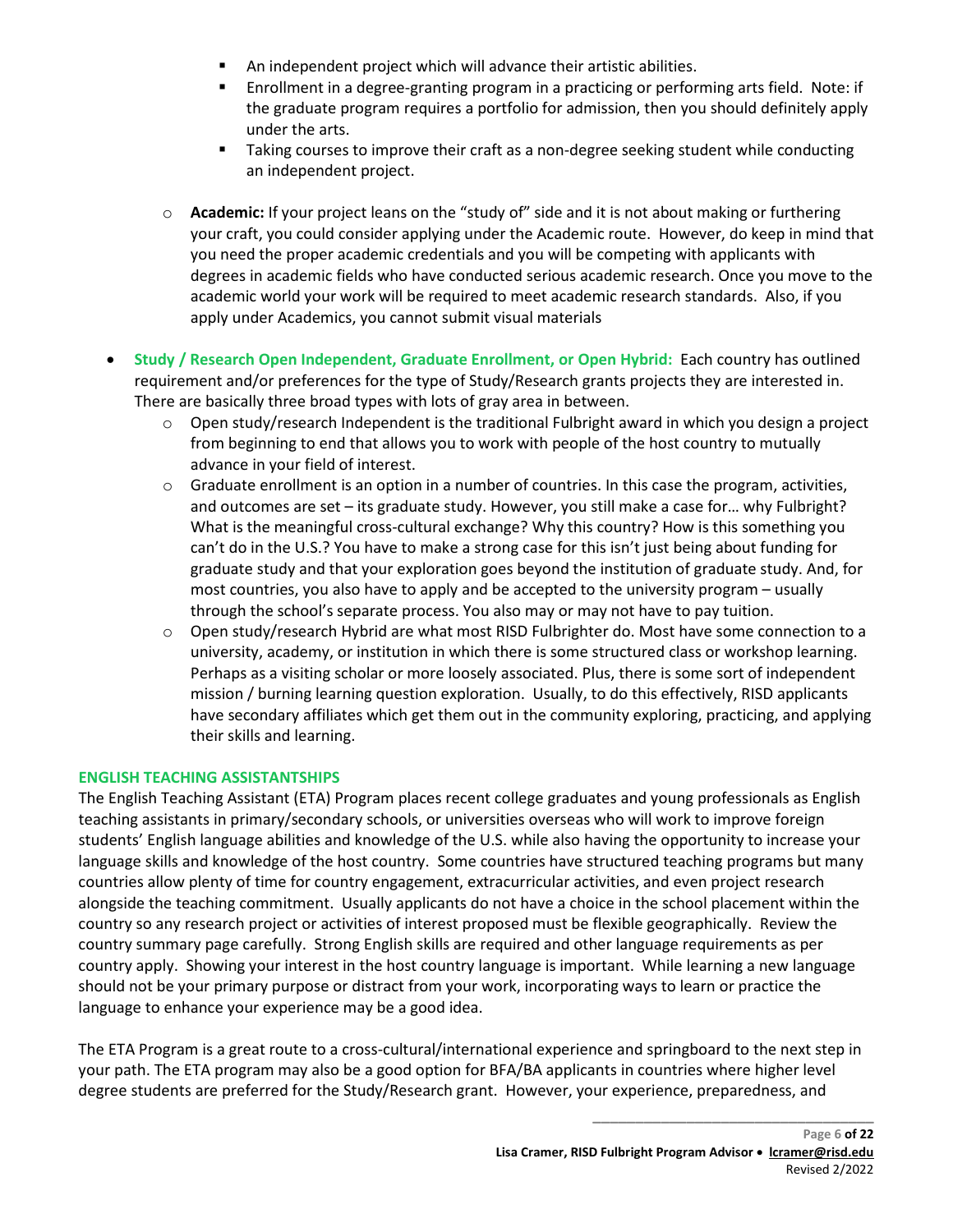- An independent project which will advance their artistic abilities.
    - Enrollment in a degree-granting program in a practicing or performing arts field. Note: if the graduate program requires a portfolio for admission, then you should definitely apply under the arts.
    - Taking courses to improve their craft as a non-degree seeking student while conducting an independent project.

  - **Academic:** If your project leans on the "study of" side and it is not about making or furthering your craft, you could consider applying under the Academic route. However, do keep in mind that you need the proper academic credentials and you will be competing with applicants with degrees in academic fields who have conducted serious academic research. Once you move to the academic world your work will be required to meet academic research standards. Also, if you apply under Academics, you cannot submit visual materials

- **Study / Research Open Independent, Graduate Enrollment, or Open Hybrid:** Each country has outlined requirement and/or preferences for the type of Study/Research grants projects they are interested in. There are basically three broad types with lots of gray area in between.
  - Open study/research Independent is the traditional Fulbright award in which you design a project from beginning to end that allows you to work with people of the host country to mutually advance in your field of interest.
  - Graduate enrollment is an option in a number of countries. In this case the program, activities, and outcomes are set – its graduate study. However, you still make a case for… why Fulbright? What is the meaningful cross-cultural exchange? Why this country? How is this something you can't do in the U.S.? You have to make a strong case for this isn't just being about funding for graduate study and that your exploration goes beyond the institution of graduate study. And, for most countries, you also have to apply and be accepted to the university program – usually through the school's separate process. You also may or may not have to pay tuition.
  - Open study/research Hybrid are what most RISD Fulbrighter do. Most have some connection to a university, academy, or institution in which there is some structured class or workshop learning. Perhaps as a visiting scholar or more loosely associated. Plus, there is some sort of independent mission / burning learning question exploration. Usually, to do this effectively, RISD applicants have secondary affiliates which get them out in the community exploring, practicing, and applying their skills and learning.

## ENGLISH TEACHING ASSISTANTSHIPS

The English Teaching Assistant (ETA) Program places recent college graduates and young professionals as English teaching assistants in primary/secondary schools, or universities overseas who will work to improve foreign students' English language abilities and knowledge of the U.S. while also having the opportunity to increase your language skills and knowledge of the host country. Some countries have structured teaching programs but many countries allow plenty of time for country engagement, extracurricular activities, and even project research alongside the teaching commitment. Usually applicants do not have a choice in the school placement within the country so any research project or activities of interest proposed must be flexible geographically. Review the country summary page carefully. Strong English skills are required and other language requirements as per country apply. Showing your interest in the host country language is important. While learning a new language should not be your primary purpose or distract from your work, incorporating ways to learn or practice the language to enhance your experience may be a good idea.

The ETA Program is a great route to a cross-cultural/international experience and springboard to the next step in your path. The ETA program may also be a good option for BFA/BA applicants in countries where higher level degree students are preferred for the Study/Research grant. However, your experience, preparedness, and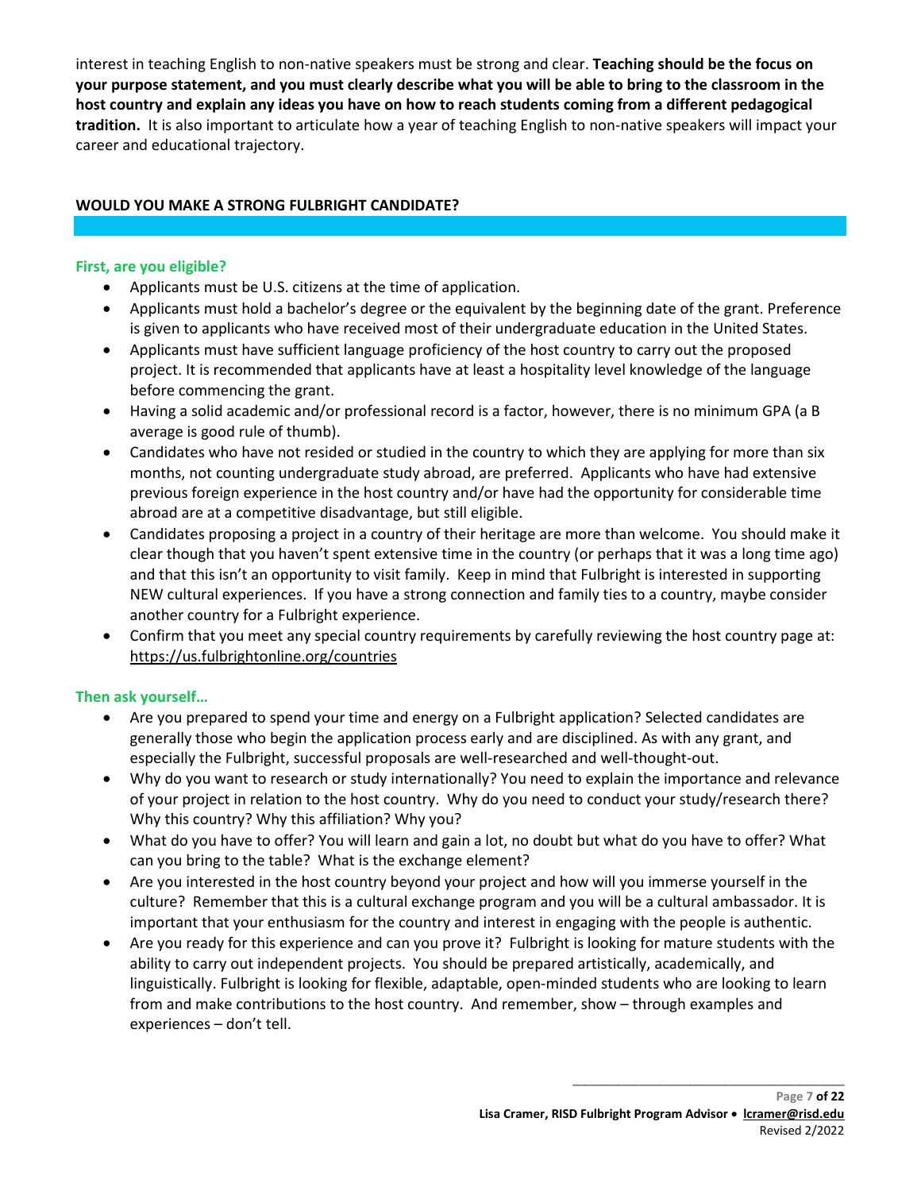interest in teaching English to non-native speakers must be strong and clear. **Teaching should be the focus on your purpose statement, and you must clearly describe what you will be able to bring to the classroom in the host country and explain any ideas you have on how to reach students coming from a different pedagogical tradition.** It is also important to articulate how a year of teaching English to non-native speakers will impact your career and educational trajectory.

## WOULD YOU MAKE A STRONG FULBRIGHT CANDIDATE?

### First, are you eligible?

- Applicants must be U.S. citizens at the time of application.
- Applicants must hold a bachelor's degree or the equivalent by the beginning date of the grant. Preference is given to applicants who have received most of their undergraduate education in the United States.
- Applicants must have sufficient language proficiency of the host country to carry out the proposed project. It is recommended that applicants have at least a hospitality level knowledge of the language before commencing the grant.
- Having a solid academic and/or professional record is a factor, however, there is no minimum GPA (a B average is good rule of thumb).
- Candidates who have not resided or studied in the country to which they are applying for more than six months, not counting undergraduate study abroad, are preferred. Applicants who have had extensive previous foreign experience in the host country and/or have had the opportunity for considerable time abroad are at a competitive disadvantage, but still eligible.
- Candidates proposing a project in a country of their heritage are more than welcome. You should make it clear though that you haven't spent extensive time in the country (or perhaps that it was a long time ago) and that this isn't an opportunity to visit family. Keep in mind that Fulbright is interested in supporting NEW cultural experiences. If you have a strong connection and family ties to a country, maybe consider another country for a Fulbright experience.
- Confirm that you meet any special country requirements by carefully reviewing the host country page at: https://us.fulbrightonline.org/countries

### Then ask yourself…

- Are you prepared to spend your time and energy on a Fulbright application? Selected candidates are generally those who begin the application process early and are disciplined. As with any grant, and especially the Fulbright, successful proposals are well-researched and well-thought-out.
- Why do you want to research or study internationally? You need to explain the importance and relevance of your project in relation to the host country. Why do you need to conduct your study/research there? Why this country? Why this affiliation? Why you?
- What do you have to offer? You will learn and gain a lot, no doubt but what do you have to offer? What can you bring to the table? What is the exchange element?
- Are you interested in the host country beyond your project and how will you immerse yourself in the culture? Remember that this is a cultural exchange program and you will be a cultural ambassador. It is important that your enthusiasm for the country and interest in engaging with the people is authentic.
- Are you ready for this experience and can you prove it? Fulbright is looking for mature students with the ability to carry out independent projects. You should be prepared artistically, academically, and linguistically. Fulbright is looking for flexible, adaptable, open-minded students who are looking to learn from and make contributions to the host country. And remember, show – through examples and experiences – don't tell.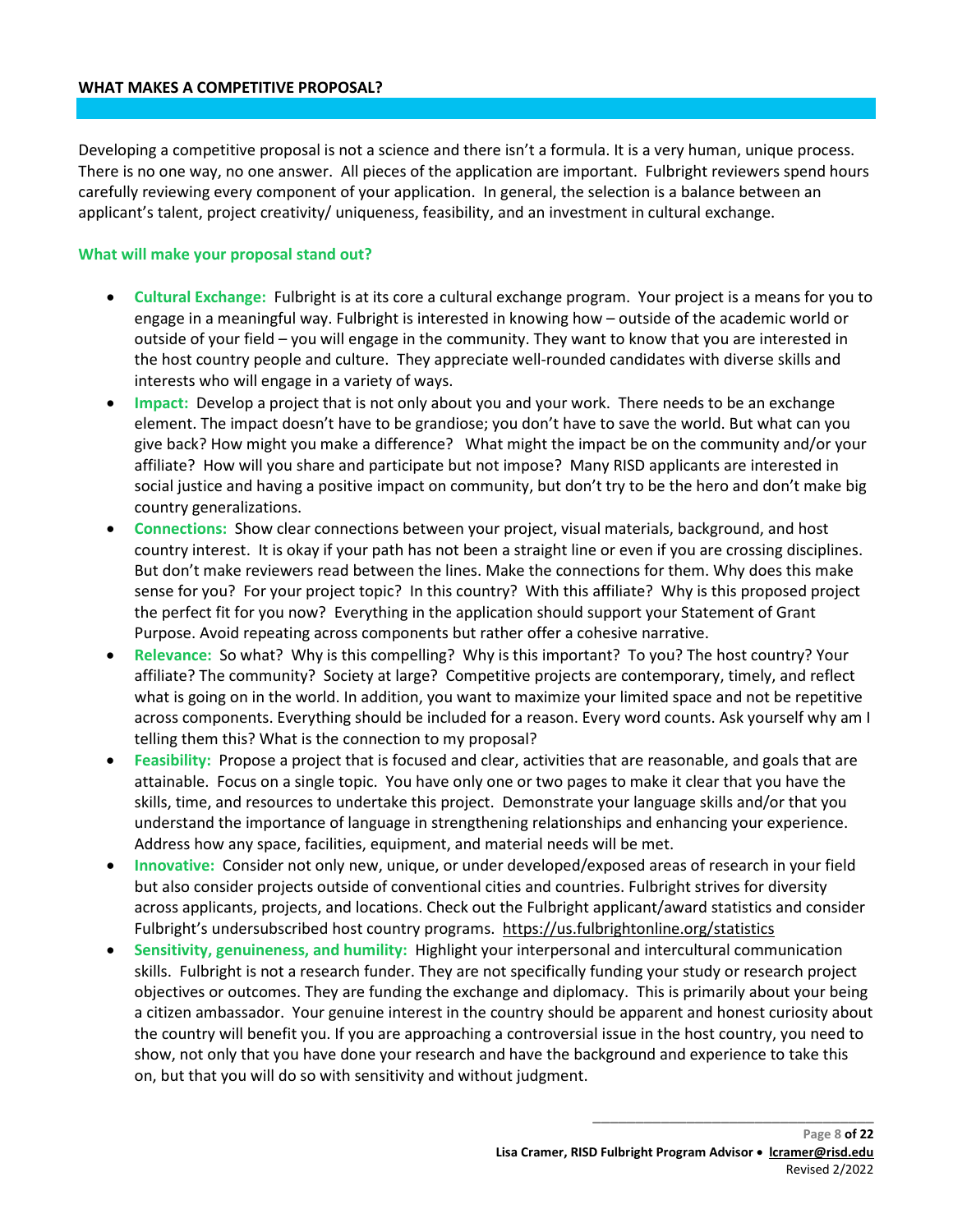## WHAT MAKES A COMPETITIVE PROPOSAL?

Developing a competitive proposal is not a science and there isn't a formula. It is a very human, unique process. There is no one way, no one answer. All pieces of the application are important. Fulbright reviewers spend hours carefully reviewing every component of your application. In general, the selection is a balance between an applicant's talent, project creativity/ uniqueness, feasibility, and an investment in cultural exchange.

### What will make your proposal stand out?

- **Cultural Exchange:** Fulbright is at its core a cultural exchange program. Your project is a means for you to engage in a meaningful way. Fulbright is interested in knowing how – outside of the academic world or outside of your field – you will engage in the community. They want to know that you are interested in the host country people and culture. They appreciate well-rounded candidates with diverse skills and interests who will engage in a variety of ways.
- **Impact:** Develop a project that is not only about you and your work. There needs to be an exchange element. The impact doesn't have to be grandiose; you don't have to save the world. But what can you give back? How might you make a difference? What might the impact be on the community and/or your affiliate? How will you share and participate but not impose? Many RISD applicants are interested in social justice and having a positive impact on community, but don't try to be the hero and don't make big country generalizations.
- **Connections:** Show clear connections between your project, visual materials, background, and host country interest. It is okay if your path has not been a straight line or even if you are crossing disciplines. But don't make reviewers read between the lines. Make the connections for them. Why does this make sense for you? For your project topic? In this country? With this affiliate? Why is this proposed project the perfect fit for you now? Everything in the application should support your Statement of Grant Purpose. Avoid repeating across components but rather offer a cohesive narrative.
- **Relevance:** So what? Why is this compelling? Why is this important? To you? The host country? Your affiliate? The community? Society at large? Competitive projects are contemporary, timely, and reflect what is going on in the world. In addition, you want to maximize your limited space and not be repetitive across components. Everything should be included for a reason. Every word counts. Ask yourself why am I telling them this? What is the connection to my proposal?
- **Feasibility:** Propose a project that is focused and clear, activities that are reasonable, and goals that are attainable. Focus on a single topic. You have only one or two pages to make it clear that you have the skills, time, and resources to undertake this project. Demonstrate your language skills and/or that you understand the importance of language in strengthening relationships and enhancing your experience. Address how any space, facilities, equipment, and material needs will be met.
- **Innovative:** Consider not only new, unique, or under developed/exposed areas of research in your field but also consider projects outside of conventional cities and countries. Fulbright strives for diversity across applicants, projects, and locations. Check out the Fulbright applicant/award statistics and consider Fulbright's undersubscribed host country programs. https://us.fulbrightonline.org/statistics
- **Sensitivity, genuineness, and humility:** Highlight your interpersonal and intercultural communication skills. Fulbright is not a research funder. They are not specifically funding your study or research project objectives or outcomes. They are funding the exchange and diplomacy. This is primarily about your being a citizen ambassador. Your genuine interest in the country should be apparent and honest curiosity about the country will benefit you. If you are approaching a controversial issue in the host country, you need to show, not only that you have done your research and have the background and experience to take this on, but that you will do so with sensitivity and without judgment.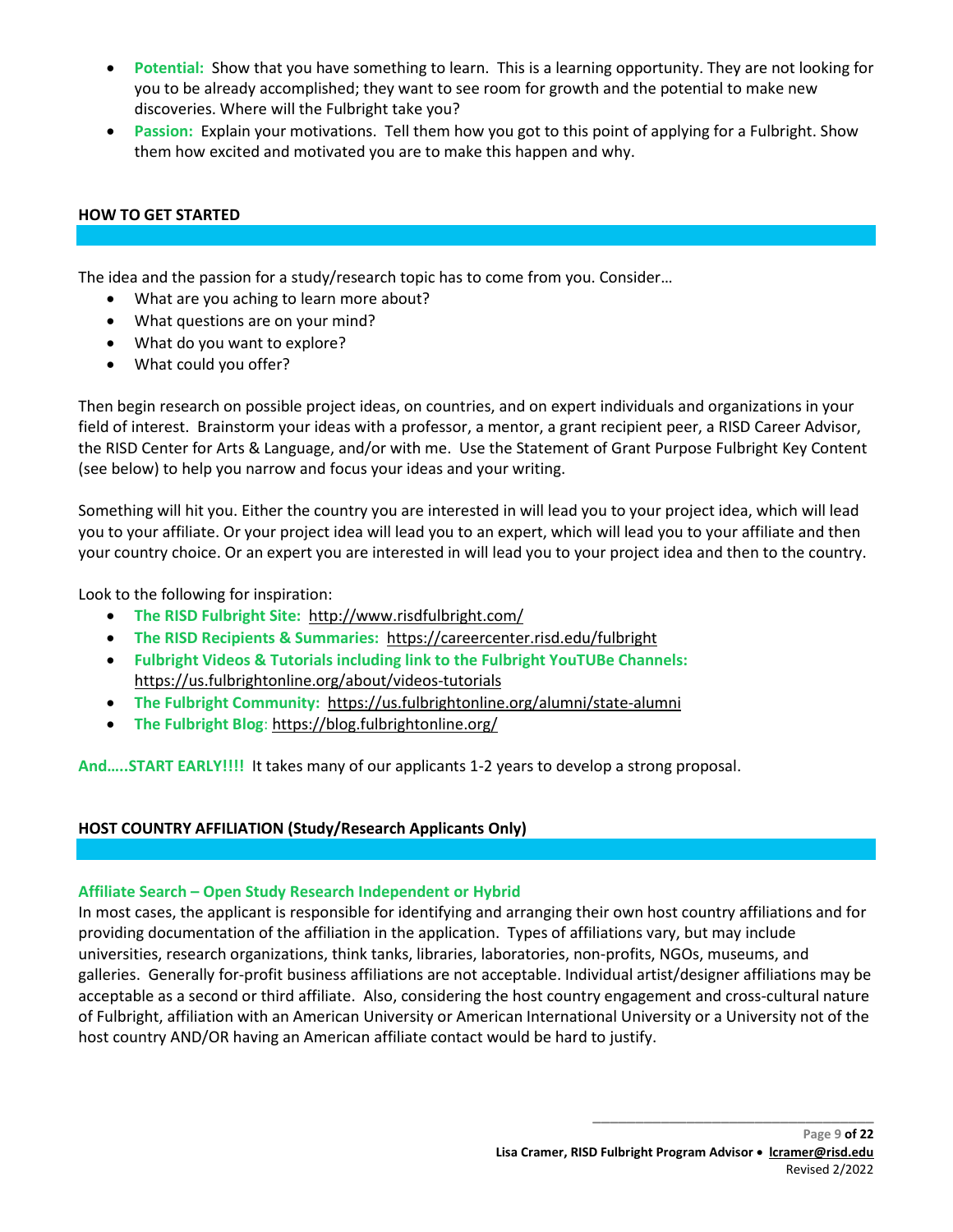- **Potential:** Show that you have something to learn. This is a learning opportunity. They are not looking for you to be already accomplished; they want to see room for growth and the potential to make new discoveries. Where will the Fulbright take you?
- **Passion:** Explain your motivations. Tell them how you got to this point of applying for a Fulbright. Show them how excited and motivated you are to make this happen and why.

## HOW TO GET STARTED

The idea and the passion for a study/research topic has to come from you. Consider…

- What are you aching to learn more about?
- What questions are on your mind?
- What do you want to explore?
- What could you offer?

Then begin research on possible project ideas, on countries, and on expert individuals and organizations in your field of interest. Brainstorm your ideas with a professor, a mentor, a grant recipient peer, a RISD Career Advisor, the RISD Center for Arts & Language, and/or with me. Use the Statement of Grant Purpose Fulbright Key Content (see below) to help you narrow and focus your ideas and your writing.

Something will hit you. Either the country you are interested in will lead you to your project idea, which will lead you to your affiliate. Or your project idea will lead you to an expert, which will lead you to your affiliate and then your country choice. Or an expert you are interested in will lead you to your project idea and then to the country.

Look to the following for inspiration:

- **The RISD Fulbright Site:** http://www.risdfulbright.com/
- **The RISD Recipients & Summaries:** https://careercenter.risd.edu/fulbright
- **Fulbright Videos & Tutorials including link to the Fulbright YouTUBe Channels:** https://us.fulbrightonline.org/about/videos-tutorials
- **The Fulbright Community:** https://us.fulbrightonline.org/alumni/state-alumni
- **The Fulbright Blog**: https://blog.fulbrightonline.org/

**And…..START EARLY!!!!** It takes many of our applicants 1-2 years to develop a strong proposal.

## HOST COUNTRY AFFILIATION (Study/Research Applicants Only)

### Affiliate Search – Open Study Research Independent or Hybrid

In most cases, the applicant is responsible for identifying and arranging their own host country affiliations and for providing documentation of the affiliation in the application. Types of affiliations vary, but may include universities, research organizations, think tanks, libraries, laboratories, non-profits, NGOs, museums, and galleries. Generally for-profit business affiliations are not acceptable. Individual artist/designer affiliations may be acceptable as a second or third affiliate. Also, considering the host country engagement and cross-cultural nature of Fulbright, affiliation with an American University or American International University or a University not of the host country AND/OR having an American affiliate contact would be hard to justify.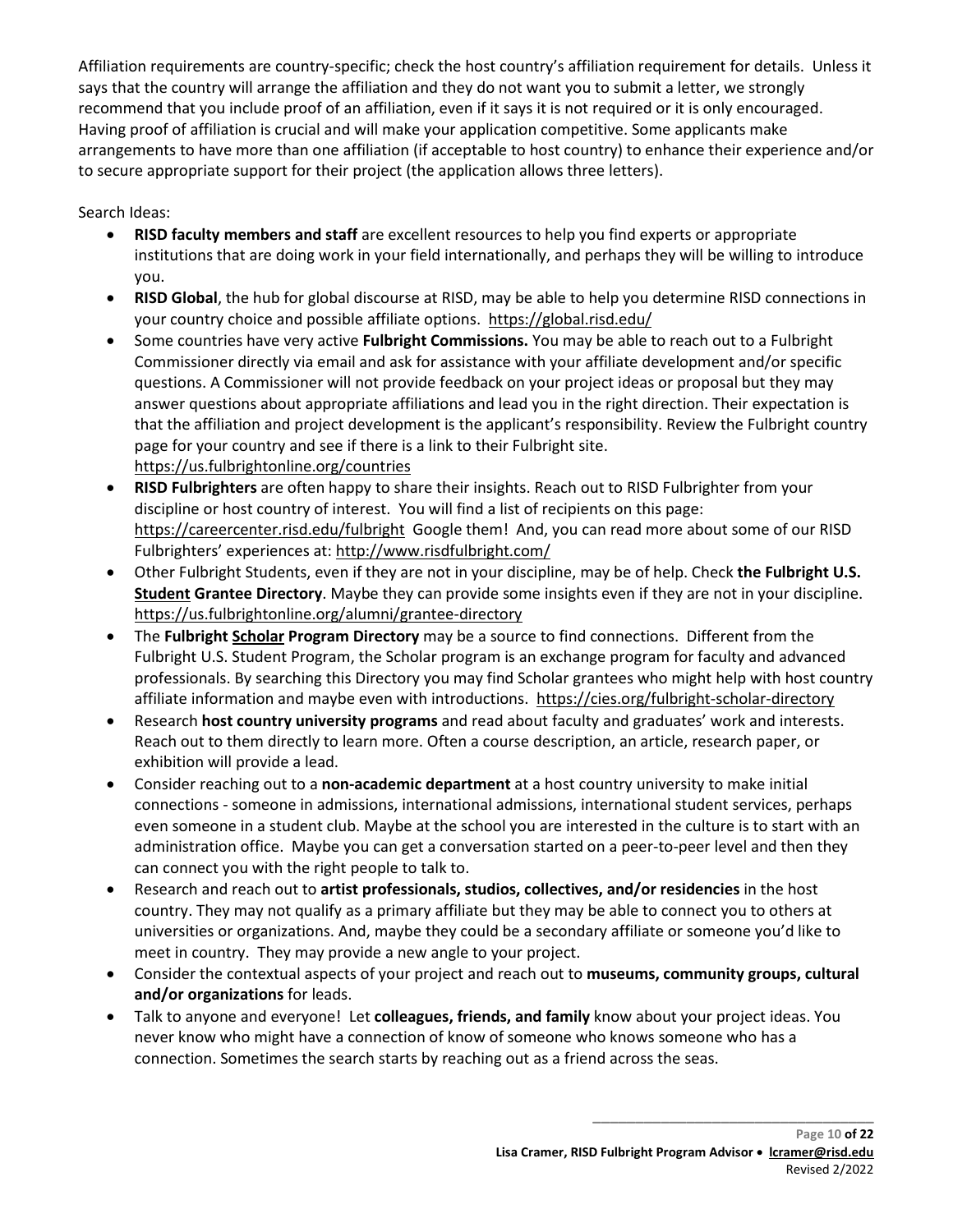Affiliation requirements are country-specific; check the host country's affiliation requirement for details. Unless it says that the country will arrange the affiliation and they do not want you to submit a letter, we strongly recommend that you include proof of an affiliation, even if it says it is not required or it is only encouraged. Having proof of affiliation is crucial and will make your application competitive. Some applicants make arrangements to have more than one affiliation (if acceptable to host country) to enhance their experience and/or to secure appropriate support for their project (the application allows three letters).

Search Ideas:

- **RISD faculty members and staff** are excellent resources to help you find experts or appropriate institutions that are doing work in your field internationally, and perhaps they will be willing to introduce you.
- **RISD Global**, the hub for global discourse at RISD, may be able to help you determine RISD connections in your country choice and possible affiliate options. https://global.risd.edu/
- Some countries have very active **Fulbright Commissions.** You may be able to reach out to a Fulbright Commissioner directly via email and ask for assistance with your affiliate development and/or specific questions. A Commissioner will not provide feedback on your project ideas or proposal but they may answer questions about appropriate affiliations and lead you in the right direction. Their expectation is that the affiliation and project development is the applicant's responsibility. Review the Fulbright country page for your country and see if there is a link to their Fulbright site. https://us.fulbrightonline.org/countries
- **RISD Fulbrighters** are often happy to share their insights. Reach out to RISD Fulbrighter from your discipline or host country of interest. You will find a list of recipients on this page: https://careercenter.risd.edu/fulbright Google them! And, you can read more about some of our RISD Fulbrighters' experiences at: http://www.risdfulbright.com/
- Other Fulbright Students, even if they are not in your discipline, may be of help. Check **the Fulbright U.S. Student Grantee Directory**. Maybe they can provide some insights even if they are not in your discipline. https://us.fulbrightonline.org/alumni/grantee-directory
- The **Fulbright Scholar Program Directory** may be a source to find connections. Different from the Fulbright U.S. Student Program, the Scholar program is an exchange program for faculty and advanced professionals. By searching this Directory you may find Scholar grantees who might help with host country affiliate information and maybe even with introductions. https://cies.org/fulbright-scholar-directory
- Research **host country university programs** and read about faculty and graduates' work and interests. Reach out to them directly to learn more. Often a course description, an article, research paper, or exhibition will provide a lead.
- Consider reaching out to a **non-academic department** at a host country university to make initial connections - someone in admissions, international admissions, international student services, perhaps even someone in a student club. Maybe at the school you are interested in the culture is to start with an administration office. Maybe you can get a conversation started on a peer-to-peer level and then they can connect you with the right people to talk to.
- Research and reach out to **artist professionals, studios, collectives, and/or residencies** in the host country. They may not qualify as a primary affiliate but they may be able to connect you to others at universities or organizations. And, maybe they could be a secondary affiliate or someone you'd like to meet in country. They may provide a new angle to your project.
- Consider the contextual aspects of your project and reach out to **museums, community groups, cultural and/or organizations** for leads.
- Talk to anyone and everyone! Let **colleagues, friends, and family** know about your project ideas. You never know who might have a connection of know of someone who knows someone who has a connection. Sometimes the search starts by reaching out as a friend across the seas.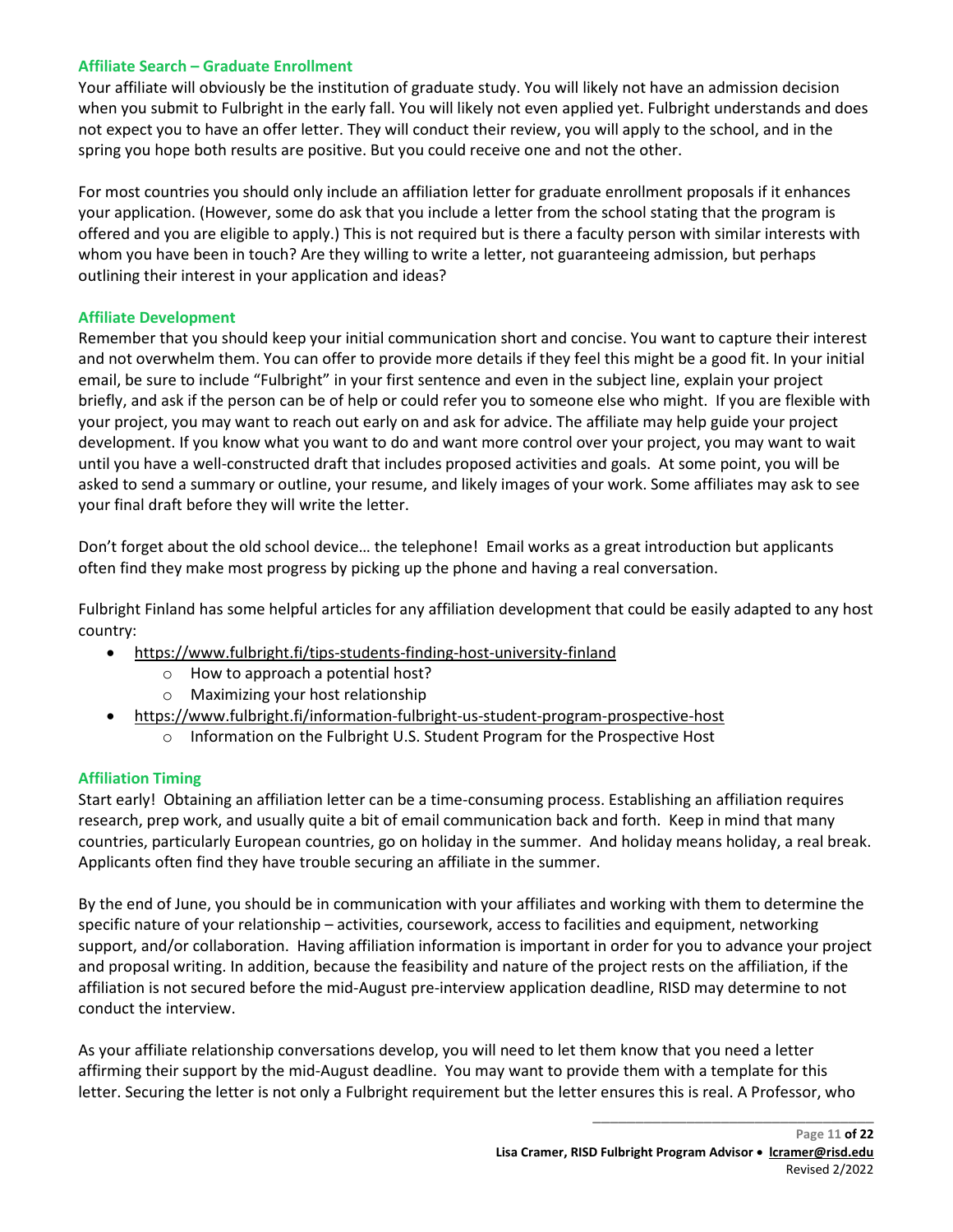### Affiliate Search – Graduate Enrollment

Your affiliate will obviously be the institution of graduate study. You will likely not have an admission decision when you submit to Fulbright in the early fall. You will likely not even applied yet. Fulbright understands and does not expect you to have an offer letter. They will conduct their review, you will apply to the school, and in the spring you hope both results are positive. But you could receive one and not the other.

For most countries you should only include an affiliation letter for graduate enrollment proposals if it enhances your application. (However, some do ask that you include a letter from the school stating that the program is offered and you are eligible to apply.) This is not required but is there a faculty person with similar interests with whom you have been in touch? Are they willing to write a letter, not guaranteeing admission, but perhaps outlining their interest in your application and ideas?

### Affiliate Development

Remember that you should keep your initial communication short and concise. You want to capture their interest and not overwhelm them. You can offer to provide more details if they feel this might be a good fit. In your initial email, be sure to include "Fulbright" in your first sentence and even in the subject line, explain your project briefly, and ask if the person can be of help or could refer you to someone else who might. If you are flexible with your project, you may want to reach out early on and ask for advice. The affiliate may help guide your project development. If you know what you want to do and want more control over your project, you may want to wait until you have a well-constructed draft that includes proposed activities and goals. At some point, you will be asked to send a summary or outline, your resume, and likely images of your work. Some affiliates may ask to see your final draft before they will write the letter.

Don't forget about the old school device… the telephone! Email works as a great introduction but applicants often find they make most progress by picking up the phone and having a real conversation.

Fulbright Finland has some helpful articles for any affiliation development that could be easily adapted to any host country:

- https://www.fulbright.fi/tips-students-finding-host-university-finland
  - How to approach a potential host?
  - Maximizing your host relationship
- https://www.fulbright.fi/information-fulbright-us-student-program-prospective-host
  - Information on the Fulbright U.S. Student Program for the Prospective Host

### Affiliation Timing

Start early! Obtaining an affiliation letter can be a time-consuming process. Establishing an affiliation requires research, prep work, and usually quite a bit of email communication back and forth. Keep in mind that many countries, particularly European countries, go on holiday in the summer. And holiday means holiday, a real break. Applicants often find they have trouble securing an affiliate in the summer.

By the end of June, you should be in communication with your affiliates and working with them to determine the specific nature of your relationship – activities, coursework, access to facilities and equipment, networking support, and/or collaboration. Having affiliation information is important in order for you to advance your project and proposal writing. In addition, because the feasibility and nature of the project rests on the affiliation, if the affiliation is not secured before the mid-August pre-interview application deadline, RISD may determine to not conduct the interview.

As your affiliate relationship conversations develop, you will need to let them know that you need a letter affirming their support by the mid-August deadline. You may want to provide them with a template for this letter. Securing the letter is not only a Fulbright requirement but the letter ensures this is real. A Professor, who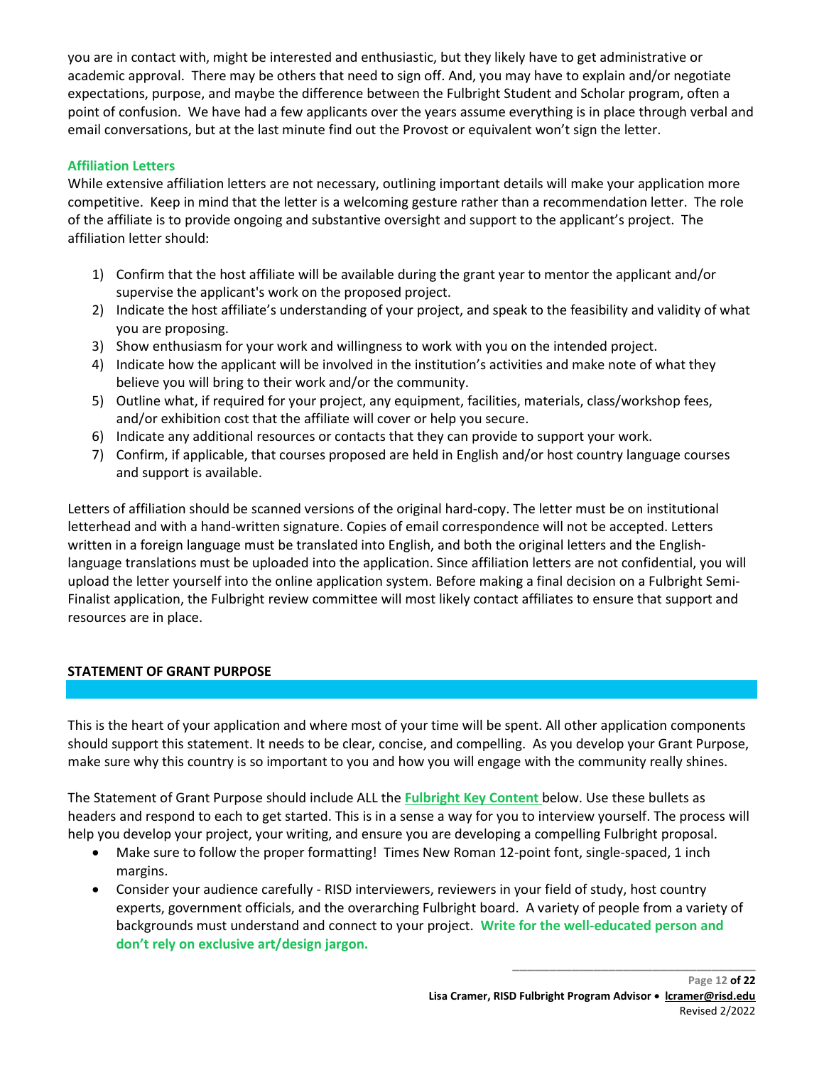you are in contact with, might be interested and enthusiastic, but they likely have to get administrative or academic approval. There may be others that need to sign off. And, you may have to explain and/or negotiate expectations, purpose, and maybe the difference between the Fulbright Student and Scholar program, often a point of confusion. We have had a few applicants over the years assume everything is in place through verbal and email conversations, but at the last minute find out the Provost or equivalent won't sign the letter.

### Affiliation Letters

While extensive affiliation letters are not necessary, outlining important details will make your application more competitive. Keep in mind that the letter is a welcoming gesture rather than a recommendation letter. The role of the affiliate is to provide ongoing and substantive oversight and support to the applicant's project. The affiliation letter should:

1) Confirm that the host affiliate will be available during the grant year to mentor the applicant and/or supervise the applicant's work on the proposed project.
2) Indicate the host affiliate's understanding of your project, and speak to the feasibility and validity of what you are proposing.
3) Show enthusiasm for your work and willingness to work with you on the intended project.
4) Indicate how the applicant will be involved in the institution's activities and make note of what they believe you will bring to their work and/or the community.
5) Outline what, if required for your project, any equipment, facilities, materials, class/workshop fees, and/or exhibition cost that the affiliate will cover or help you secure.
6) Indicate any additional resources or contacts that they can provide to support your work.
7) Confirm, if applicable, that courses proposed are held in English and/or host country language courses and support is available.

Letters of affiliation should be scanned versions of the original hard-copy. The letter must be on institutional letterhead and with a hand-written signature. Copies of email correspondence will not be accepted. Letters written in a foreign language must be translated into English, and both the original letters and the English-language translations must be uploaded into the application. Since affiliation letters are not confidential, you will upload the letter yourself into the online application system. Before making a final decision on a Fulbright Semi-Finalist application, the Fulbright review committee will most likely contact affiliates to ensure that support and resources are in place.

## STATEMENT OF GRANT PURPOSE

This is the heart of your application and where most of your time will be spent. All other application components should support this statement. It needs to be clear, concise, and compelling. As you develop your Grant Purpose, make sure why this country is so important to you and how you will engage with the community really shines.

The Statement of Grant Purpose should include ALL the **Fulbright Key Content** below. Use these bullets as headers and respond to each to get started. This is in a sense a way for you to interview yourself. The process will help you develop your project, your writing, and ensure you are developing a compelling Fulbright proposal.

- Make sure to follow the proper formatting! Times New Roman 12-point font, single-spaced, 1 inch margins.
- Consider your audience carefully - RISD interviewers, reviewers in your field of study, host country experts, government officials, and the overarching Fulbright board. A variety of people from a variety of backgrounds must understand and connect to your project. **Write for the well-educated person and don't rely on exclusive art/design jargon.**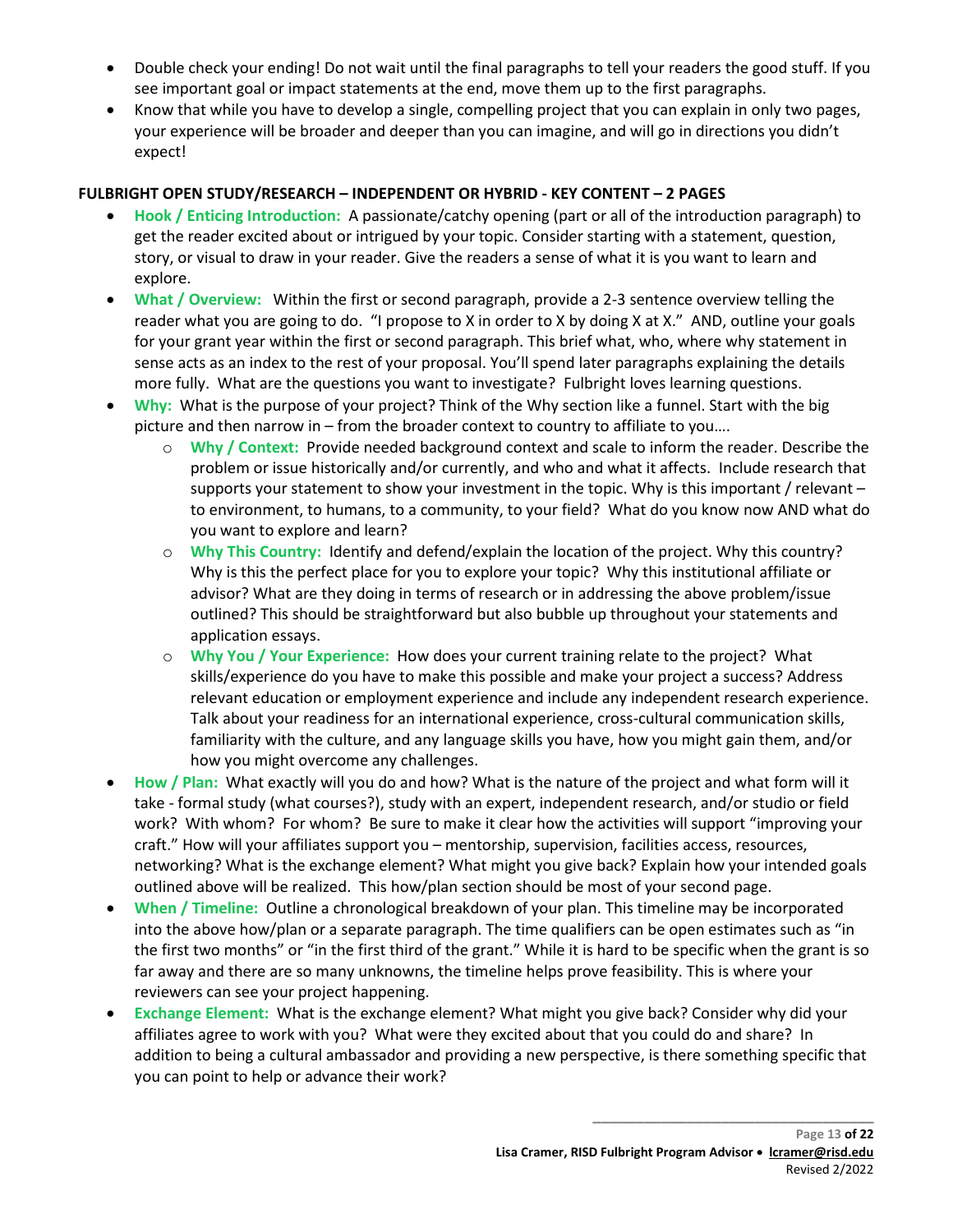- Double check your ending! Do not wait until the final paragraphs to tell your readers the good stuff. If you see important goal or impact statements at the end, move them up to the first paragraphs.
- Know that while you have to develop a single, compelling project that you can explain in only two pages, your experience will be broader and deeper than you can imagine, and will go in directions you didn't expect!

**FULBRIGHT OPEN STUDY/RESEARCH – INDEPENDENT OR HYBRID - KEY CONTENT – 2 PAGES**

- **Hook / Enticing Introduction:** A passionate/catchy opening (part or all of the introduction paragraph) to get the reader excited about or intrigued by your topic. Consider starting with a statement, question, story, or visual to draw in your reader. Give the readers a sense of what it is you want to learn and explore.
- **What / Overview:** Within the first or second paragraph, provide a 2-3 sentence overview telling the reader what you are going to do. "I propose to X in order to X by doing X at X." AND, outline your goals for your grant year within the first or second paragraph. This brief what, who, where why statement in sense acts as an index to the rest of your proposal. You'll spend later paragraphs explaining the details more fully. What are the questions you want to investigate? Fulbright loves learning questions.
- **Why:** What is the purpose of your project? Think of the Why section like a funnel. Start with the big picture and then narrow in – from the broader context to country to affiliate to you….
  - **Why / Context:** Provide needed background context and scale to inform the reader. Describe the problem or issue historically and/or currently, and who and what it affects. Include research that supports your statement to show your investment in the topic. Why is this important / relevant – to environment, to humans, to a community, to your field? What do you know now AND what do you want to explore and learn?
  - **Why This Country:** Identify and defend/explain the location of the project. Why this country? Why is this the perfect place for you to explore your topic? Why this institutional affiliate or advisor? What are they doing in terms of research or in addressing the above problem/issue outlined? This should be straightforward but also bubble up throughout your statements and application essays.
  - **Why You / Your Experience:** How does your current training relate to the project? What skills/experience do you have to make this possible and make your project a success? Address relevant education or employment experience and include any independent research experience. Talk about your readiness for an international experience, cross-cultural communication skills, familiarity with the culture, and any language skills you have, how you might gain them, and/or how you might overcome any challenges.
- **How / Plan:** What exactly will you do and how? What is the nature of the project and what form will it take - formal study (what courses?), study with an expert, independent research, and/or studio or field work? With whom? For whom? Be sure to make it clear how the activities will support "improving your craft." How will your affiliates support you – mentorship, supervision, facilities access, resources, networking? What is the exchange element? What might you give back? Explain how your intended goals outlined above will be realized. This how/plan section should be most of your second page.
- **When / Timeline:** Outline a chronological breakdown of your plan. This timeline may be incorporated into the above how/plan or a separate paragraph. The time qualifiers can be open estimates such as "in the first two months" or "in the first third of the grant." While it is hard to be specific when the grant is so far away and there are so many unknowns, the timeline helps prove feasibility. This is where your reviewers can see your project happening.
- **Exchange Element:** What is the exchange element? What might you give back? Consider why did your affiliates agree to work with you? What were they excited about that you could do and share? In addition to being a cultural ambassador and providing a new perspective, is there something specific that you can point to help or advance their work?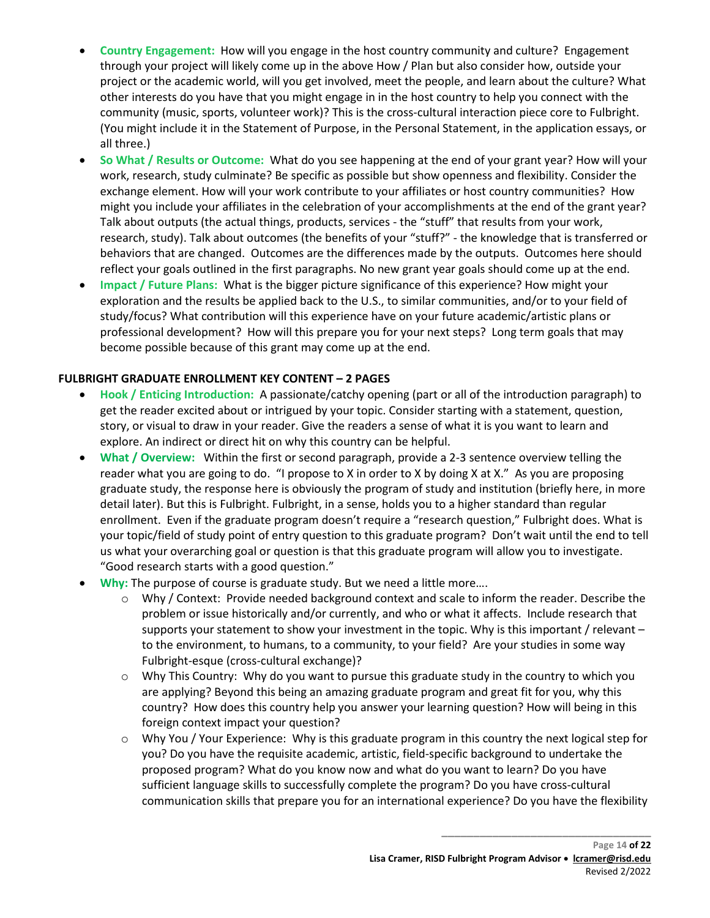- **Country Engagement:** How will you engage in the host country community and culture? Engagement through your project will likely come up in the above How / Plan but also consider how, outside your project or the academic world, will you get involved, meet the people, and learn about the culture? What other interests do you have that you might engage in in the host country to help you connect with the community (music, sports, volunteer work)? This is the cross-cultural interaction piece core to Fulbright. (You might include it in the Statement of Purpose, in the Personal Statement, in the application essays, or all three.)
- **So What / Results or Outcome:** What do you see happening at the end of your grant year? How will your work, research, study culminate? Be specific as possible but show openness and flexibility. Consider the exchange element. How will your work contribute to your affiliates or host country communities? How might you include your affiliates in the celebration of your accomplishments at the end of the grant year? Talk about outputs (the actual things, products, services - the "stuff" that results from your work, research, study). Talk about outcomes (the benefits of your "stuff?" - the knowledge that is transferred or behaviors that are changed. Outcomes are the differences made by the outputs. Outcomes here should reflect your goals outlined in the first paragraphs. No new grant year goals should come up at the end.
- **Impact / Future Plans:** What is the bigger picture significance of this experience? How might your exploration and the results be applied back to the U.S., to similar communities, and/or to your field of study/focus? What contribution will this experience have on your future academic/artistic plans or professional development? How will this prepare you for your next steps? Long term goals that may become possible because of this grant may come up at the end.

**FULBRIGHT GRADUATE ENROLLMENT KEY CONTENT – 2 PAGES**

- **Hook / Enticing Introduction:** A passionate/catchy opening (part or all of the introduction paragraph) to get the reader excited about or intrigued by your topic. Consider starting with a statement, question, story, or visual to draw in your reader. Give the readers a sense of what it is you want to learn and explore. An indirect or direct hit on why this country can be helpful.
- **What / Overview:** Within the first or second paragraph, provide a 2-3 sentence overview telling the reader what you are going to do. "I propose to X in order to X by doing X at X." As you are proposing graduate study, the response here is obviously the program of study and institution (briefly here, in more detail later). But this is Fulbright. Fulbright, in a sense, holds you to a higher standard than regular enrollment. Even if the graduate program doesn't require a "research question," Fulbright does. What is your topic/field of study point of entry question to this graduate program? Don't wait until the end to tell us what your overarching goal or question is that this graduate program will allow you to investigate. "Good research starts with a good question."
- **Why:** The purpose of course is graduate study. But we need a little more….
  - Why / Context: Provide needed background context and scale to inform the reader. Describe the problem or issue historically and/or currently, and who or what it affects. Include research that supports your statement to show your investment in the topic. Why is this important / relevant – to the environment, to humans, to a community, to your field? Are your studies in some way Fulbright-esque (cross-cultural exchange)?
  - Why This Country: Why do you want to pursue this graduate study in the country to which you are applying? Beyond this being an amazing graduate program and great fit for you, why this country? How does this country help you answer your learning question? How will being in this foreign context impact your question?
  - Why You / Your Experience: Why is this graduate program in this country the next logical step for you? Do you have the requisite academic, artistic, field-specific background to undertake the proposed program? What do you know now and what do you want to learn? Do you have sufficient language skills to successfully complete the program? Do you have cross-cultural communication skills that prepare you for an international experience? Do you have the flexibility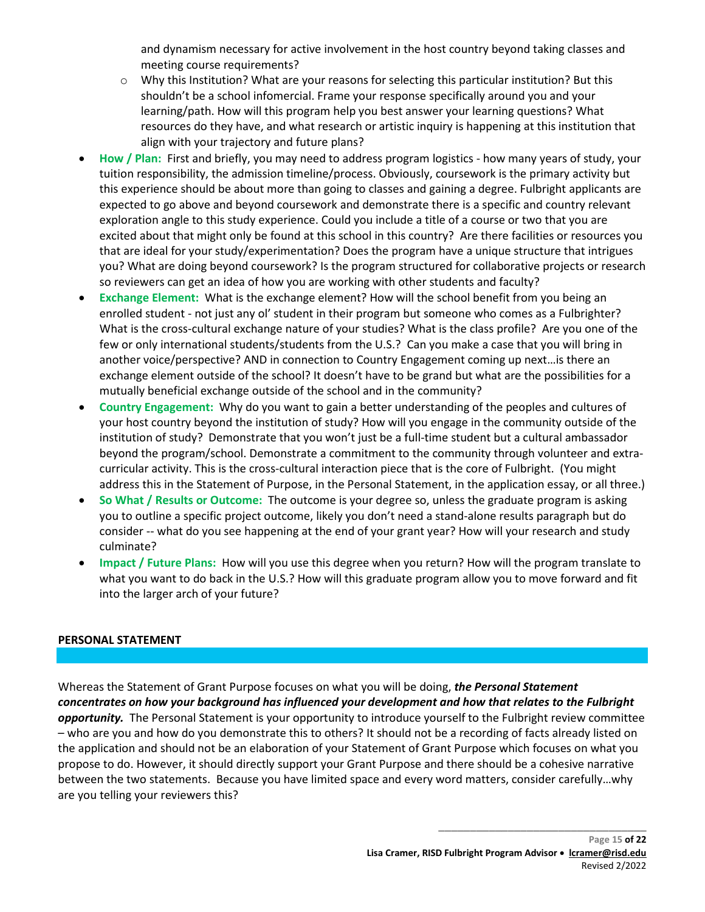and dynamism necessary for active involvement in the host country beyond taking classes and meeting course requirements?

  - Why this Institution? What are your reasons for selecting this particular institution? But this shouldn't be a school infomercial. Frame your response specifically around you and your learning/path. How will this program help you best answer your learning questions? What resources do they have, and what research or artistic inquiry is happening at this institution that align with your trajectory and future plans?

- **How / Plan:** First and briefly, you may need to address program logistics - how many years of study, your tuition responsibility, the admission timeline/process. Obviously, coursework is the primary activity but this experience should be about more than going to classes and gaining a degree. Fulbright applicants are expected to go above and beyond coursework and demonstrate there is a specific and country relevant exploration angle to this study experience. Could you include a title of a course or two that you are excited about that might only be found at this school in this country? Are there facilities or resources you that are ideal for your study/experimentation? Does the program have a unique structure that intrigues you? What are doing beyond coursework? Is the program structured for collaborative projects or research so reviewers can get an idea of how you are working with other students and faculty?
- **Exchange Element:** What is the exchange element? How will the school benefit from you being an enrolled student - not just any ol' student in their program but someone who comes as a Fulbrighter? What is the cross-cultural exchange nature of your studies? What is the class profile? Are you one of the few or only international students/students from the U.S.? Can you make a case that you will bring in another voice/perspective? AND in connection to Country Engagement coming up next…is there an exchange element outside of the school? It doesn't have to be grand but what are the possibilities for a mutually beneficial exchange outside of the school and in the community?
- **Country Engagement:** Why do you want to gain a better understanding of the peoples and cultures of your host country beyond the institution of study? How will you engage in the community outside of the institution of study? Demonstrate that you won't just be a full-time student but a cultural ambassador beyond the program/school. Demonstrate a commitment to the community through volunteer and extra-curricular activity. This is the cross-cultural interaction piece that is the core of Fulbright. (You might address this in the Statement of Purpose, in the Personal Statement, in the application essay, or all three.)
- **So What / Results or Outcome:** The outcome is your degree so, unless the graduate program is asking you to outline a specific project outcome, likely you don't need a stand-alone results paragraph but do consider -- what do you see happening at the end of your grant year? How will your research and study culminate?
- **Impact / Future Plans:** How will you use this degree when you return? How will the program translate to what you want to do back in the U.S.? How will this graduate program allow you to move forward and fit into the larger arch of your future?

## PERSONAL STATEMENT

Whereas the Statement of Grant Purpose focuses on what you will be doing, ***the Personal Statement concentrates on how your background has influenced your development and how that relates to the Fulbright opportunity.*** The Personal Statement is your opportunity to introduce yourself to the Fulbright review committee – who are you and how do you demonstrate this to others? It should not be a recording of facts already listed on the application and should not be an elaboration of your Statement of Grant Purpose which focuses on what you propose to do. However, it should directly support your Grant Purpose and there should be a cohesive narrative between the two statements. Because you have limited space and every word matters, consider carefully…why are you telling your reviewers this?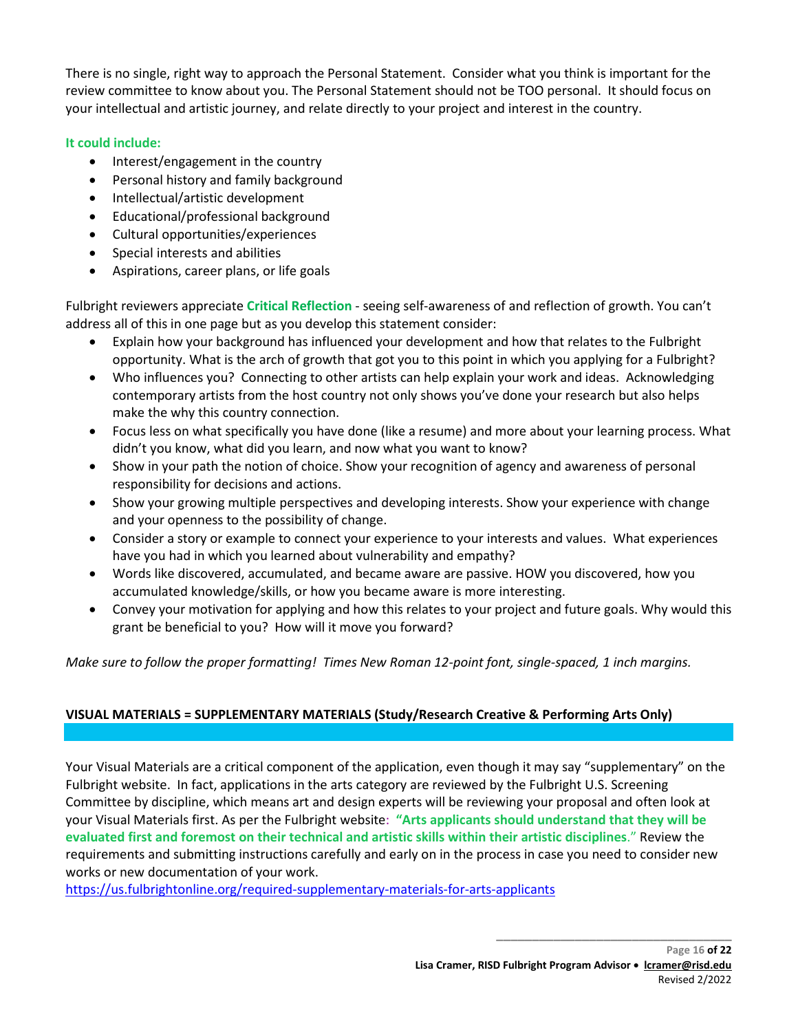There is no single, right way to approach the Personal Statement. Consider what you think is important for the review committee to know about you. The Personal Statement should not be TOO personal. It should focus on your intellectual and artistic journey, and relate directly to your project and interest in the country.

**It could include:**

- Interest/engagement in the country
- Personal history and family background
- Intellectual/artistic development
- Educational/professional background
- Cultural opportunities/experiences
- Special interests and abilities
- Aspirations, career plans, or life goals

Fulbright reviewers appreciate **Critical Reflection** - seeing self-awareness of and reflection of growth. You can't address all of this in one page but as you develop this statement consider:

- Explain how your background has influenced your development and how that relates to the Fulbright opportunity. What is the arch of growth that got you to this point in which you applying for a Fulbright?
- Who influences you? Connecting to other artists can help explain your work and ideas. Acknowledging contemporary artists from the host country not only shows you've done your research but also helps make the why this country connection.
- Focus less on what specifically you have done (like a resume) and more about your learning process. What didn't you know, what did you learn, and now what you want to know?
- Show in your path the notion of choice. Show your recognition of agency and awareness of personal responsibility for decisions and actions.
- Show your growing multiple perspectives and developing interests. Show your experience with change and your openness to the possibility of change.
- Consider a story or example to connect your experience to your interests and values. What experiences have you had in which you learned about vulnerability and empathy?
- Words like discovered, accumulated, and became aware are passive. HOW you discovered, how you accumulated knowledge/skills, or how you became aware is more interesting.
- Convey your motivation for applying and how this relates to your project and future goals. Why would this grant be beneficial to you? How will it move you forward?

*Make sure to follow the proper formatting! Times New Roman 12-point font, single-spaced, 1 inch margins.*

## VISUAL MATERIALS = SUPPLEMENTARY MATERIALS (Study/Research Creative & Performing Arts Only)

Your Visual Materials are a critical component of the application, even though it may say "supplementary" on the Fulbright website. In fact, applications in the arts category are reviewed by the Fulbright U.S. Screening Committee by discipline, which means art and design experts will be reviewing your proposal and often look at your Visual Materials first. As per the Fulbright website: **"Arts applicants should understand that they will be evaluated first and foremost on their technical and artistic skills within their artistic disciplines**." Review the requirements and submitting instructions carefully and early on in the process in case you need to consider new works or new documentation of your work.
https://us.fulbrightonline.org/required-supplementary-materials-for-arts-applicants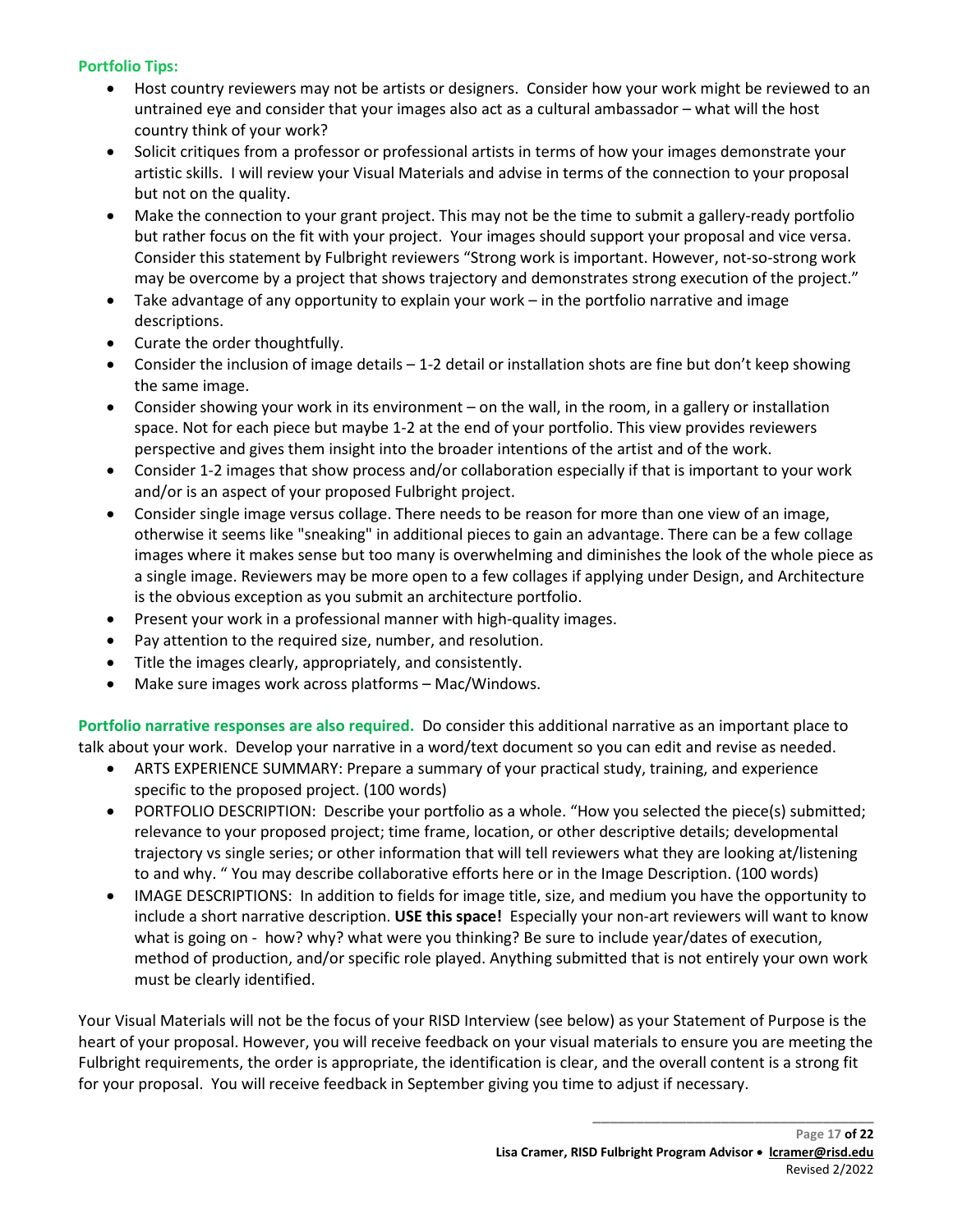**Portfolio Tips:**

- Host country reviewers may not be artists or designers. Consider how your work might be reviewed to an untrained eye and consider that your images also act as a cultural ambassador – what will the host country think of your work?
- Solicit critiques from a professor or professional artists in terms of how your images demonstrate your artistic skills. I will review your Visual Materials and advise in terms of the connection to your proposal but not on the quality.
- Make the connection to your grant project. This may not be the time to submit a gallery-ready portfolio but rather focus on the fit with your project. Your images should support your proposal and vice versa. Consider this statement by Fulbright reviewers "Strong work is important. However, not-so-strong work may be overcome by a project that shows trajectory and demonstrates strong execution of the project."
- Take advantage of any opportunity to explain your work – in the portfolio narrative and image descriptions.
- Curate the order thoughtfully.
- Consider the inclusion of image details – 1-2 detail or installation shots are fine but don't keep showing the same image.
- Consider showing your work in its environment – on the wall, in the room, in a gallery or installation space. Not for each piece but maybe 1-2 at the end of your portfolio. This view provides reviewers perspective and gives them insight into the broader intentions of the artist and of the work.
- Consider 1-2 images that show process and/or collaboration especially if that is important to your work and/or is an aspect of your proposed Fulbright project.
- Consider single image versus collage. There needs to be reason for more than one view of an image, otherwise it seems like "sneaking" in additional pieces to gain an advantage. There can be a few collage images where it makes sense but too many is overwhelming and diminishes the look of the whole piece as a single image. Reviewers may be more open to a few collages if applying under Design, and Architecture is the obvious exception as you submit an architecture portfolio.
- Present your work in a professional manner with high-quality images.
- Pay attention to the required size, number, and resolution.
- Title the images clearly, appropriately, and consistently.
- Make sure images work across platforms – Mac/Windows.

**Portfolio narrative responses are also required.** Do consider this additional narrative as an important place to talk about your work. Develop your narrative in a word/text document so you can edit and revise as needed.

- ARTS EXPERIENCE SUMMARY: Prepare a summary of your practical study, training, and experience specific to the proposed project. (100 words)
- PORTFOLIO DESCRIPTION: Describe your portfolio as a whole. "How you selected the piece(s) submitted; relevance to your proposed project; time frame, location, or other descriptive details; developmental trajectory vs single series; or other information that will tell reviewers what they are looking at/listening to and why. " You may describe collaborative efforts here or in the Image Description. (100 words)
- IMAGE DESCRIPTIONS: In addition to fields for image title, size, and medium you have the opportunity to include a short narrative description. **USE this space!** Especially your non-art reviewers will want to know what is going on - how? why? what were you thinking? Be sure to include year/dates of execution, method of production, and/or specific role played. Anything submitted that is not entirely your own work must be clearly identified.

Your Visual Materials will not be the focus of your RISD Interview (see below) as your Statement of Purpose is the heart of your proposal. However, you will receive feedback on your visual materials to ensure you are meeting the Fulbright requirements, the order is appropriate, the identification is clear, and the overall content is a strong fit for your proposal. You will receive feedback in September giving you time to adjust if necessary.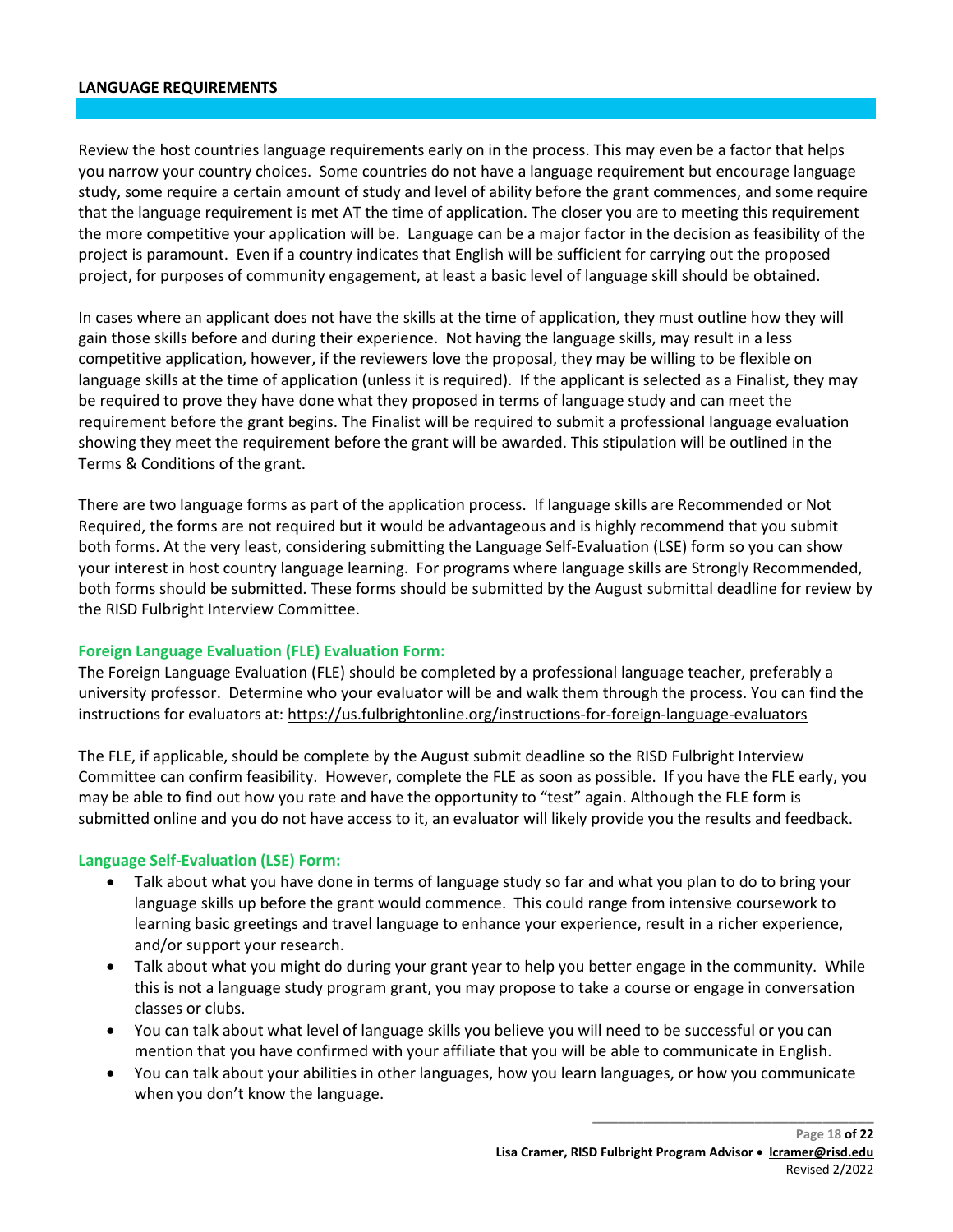## LANGUAGE REQUIREMENTS

Review the host countries language requirements early on in the process. This may even be a factor that helps you narrow your country choices. Some countries do not have a language requirement but encourage language study, some require a certain amount of study and level of ability before the grant commences, and some require that the language requirement is met AT the time of application. The closer you are to meeting this requirement the more competitive your application will be. Language can be a major factor in the decision as feasibility of the project is paramount. Even if a country indicates that English will be sufficient for carrying out the proposed project, for purposes of community engagement, at least a basic level of language skill should be obtained.

In cases where an applicant does not have the skills at the time of application, they must outline how they will gain those skills before and during their experience. Not having the language skills, may result in a less competitive application, however, if the reviewers love the proposal, they may be willing to be flexible on language skills at the time of application (unless it is required). If the applicant is selected as a Finalist, they may be required to prove they have done what they proposed in terms of language study and can meet the requirement before the grant begins. The Finalist will be required to submit a professional language evaluation showing they meet the requirement before the grant will be awarded. This stipulation will be outlined in the Terms & Conditions of the grant.

There are two language forms as part of the application process. If language skills are Recommended or Not Required, the forms are not required but it would be advantageous and is highly recommend that you submit both forms. At the very least, considering submitting the Language Self-Evaluation (LSE) form so you can show your interest in host country language learning. For programs where language skills are Strongly Recommended, both forms should be submitted. These forms should be submitted by the August submittal deadline for review by the RISD Fulbright Interview Committee.

### Foreign Language Evaluation (FLE) Evaluation Form:

The Foreign Language Evaluation (FLE) should be completed by a professional language teacher, preferably a university professor. Determine who your evaluator will be and walk them through the process. You can find the instructions for evaluators at: https://us.fulbrightonline.org/instructions-for-foreign-language-evaluators

The FLE, if applicable, should be complete by the August submit deadline so the RISD Fulbright Interview Committee can confirm feasibility. However, complete the FLE as soon as possible. If you have the FLE early, you may be able to find out how you rate and have the opportunity to "test" again. Although the FLE form is submitted online and you do not have access to it, an evaluator will likely provide you the results and feedback.

### Language Self-Evaluation (LSE) Form:

- Talk about what you have done in terms of language study so far and what you plan to do to bring your language skills up before the grant would commence. This could range from intensive coursework to learning basic greetings and travel language to enhance your experience, result in a richer experience, and/or support your research.
- Talk about what you might do during your grant year to help you better engage in the community. While this is not a language study program grant, you may propose to take a course or engage in conversation classes or clubs.
- You can talk about what level of language skills you believe you will need to be successful or you can mention that you have confirmed with your affiliate that you will be able to communicate in English.
- You can talk about your abilities in other languages, how you learn languages, or how you communicate when you don't know the language.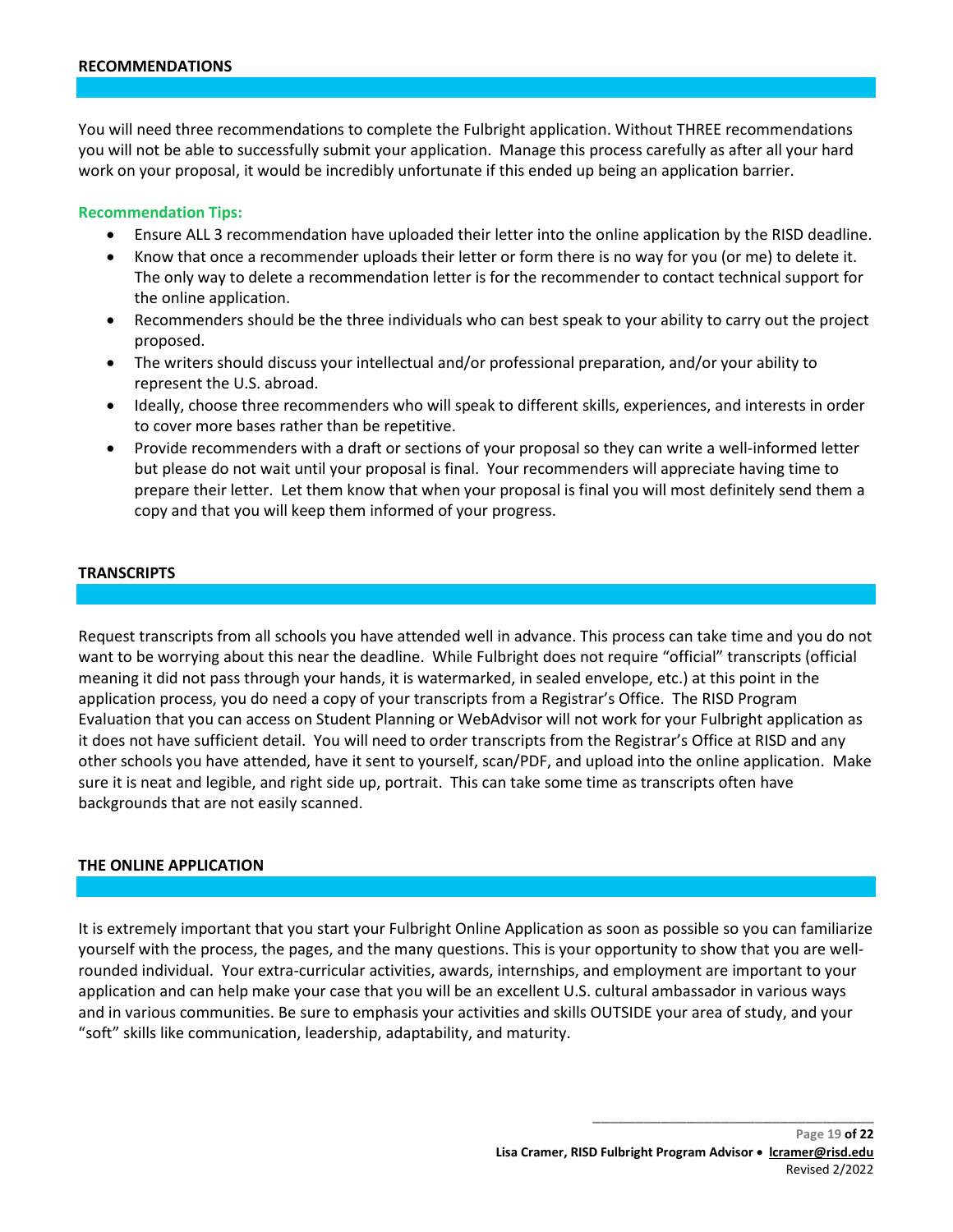## RECOMMENDATIONS

You will need three recommendations to complete the Fulbright application. Without THREE recommendations you will not be able to successfully submit your application. Manage this process carefully as after all your hard work on your proposal, it would be incredibly unfortunate if this ended up being an application barrier.

### Recommendation Tips:

- Ensure ALL 3 recommendation have uploaded their letter into the online application by the RISD deadline.
- Know that once a recommender uploads their letter or form there is no way for you (or me) to delete it. The only way to delete a recommendation letter is for the recommender to contact technical support for the online application.
- Recommenders should be the three individuals who can best speak to your ability to carry out the project proposed.
- The writers should discuss your intellectual and/or professional preparation, and/or your ability to represent the U.S. abroad.
- Ideally, choose three recommenders who will speak to different skills, experiences, and interests in order to cover more bases rather than be repetitive.
- Provide recommenders with a draft or sections of your proposal so they can write a well-informed letter but please do not wait until your proposal is final. Your recommenders will appreciate having time to prepare their letter. Let them know that when your proposal is final you will most definitely send them a copy and that you will keep them informed of your progress.

## TRANSCRIPTS

Request transcripts from all schools you have attended well in advance. This process can take time and you do not want to be worrying about this near the deadline. While Fulbright does not require "official" transcripts (official meaning it did not pass through your hands, it is watermarked, in sealed envelope, etc.) at this point in the application process, you do need a copy of your transcripts from a Registrar's Office. The RISD Program Evaluation that you can access on Student Planning or WebAdvisor will not work for your Fulbright application as it does not have sufficient detail. You will need to order transcripts from the Registrar's Office at RISD and any other schools you have attended, have it sent to yourself, scan/PDF, and upload into the online application. Make sure it is neat and legible, and right side up, portrait. This can take some time as transcripts often have backgrounds that are not easily scanned.

## THE ONLINE APPLICATION

It is extremely important that you start your Fulbright Online Application as soon as possible so you can familiarize yourself with the process, the pages, and the many questions. This is your opportunity to show that you are well-rounded individual. Your extra-curricular activities, awards, internships, and employment are important to your application and can help make your case that you will be an excellent U.S. cultural ambassador in various ways and in various communities. Be sure to emphasis your activities and skills OUTSIDE your area of study, and your "soft" skills like communication, leadership, adaptability, and maturity.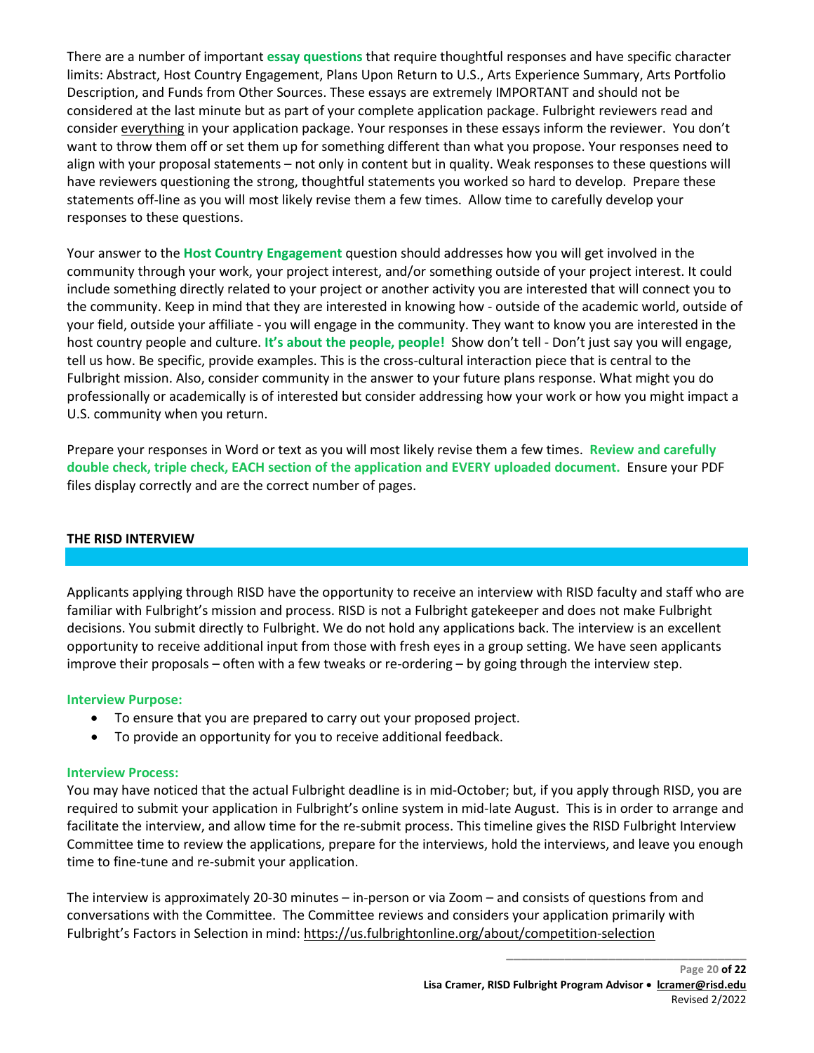There are a number of important **essay questions** that require thoughtful responses and have specific character limits: Abstract, Host Country Engagement, Plans Upon Return to U.S., Arts Experience Summary, Arts Portfolio Description, and Funds from Other Sources. These essays are extremely IMPORTANT and should not be considered at the last minute but as part of your complete application package. Fulbright reviewers read and consider <u>everything</u> in your application package. Your responses in these essays inform the reviewer. You don't want to throw them off or set them up for something different than what you propose. Your responses need to align with your proposal statements – not only in content but in quality. Weak responses to these questions will have reviewers questioning the strong, thoughtful statements you worked so hard to develop. Prepare these statements off-line as you will most likely revise them a few times. Allow time to carefully develop your responses to these questions.

Your answer to the **Host Country Engagement** question should addresses how you will get involved in the community through your work, your project interest, and/or something outside of your project interest. It could include something directly related to your project or another activity you are interested that will connect you to the community. Keep in mind that they are interested in knowing how - outside of the academic world, outside of your field, outside your affiliate - you will engage in the community. They want to know you are interested in the host country people and culture. **It's about the people, people!** Show don't tell - Don't just say you will engage, tell us how. Be specific, provide examples. This is the cross-cultural interaction piece that is central to the Fulbright mission. Also, consider community in the answer to your future plans response. What might you do professionally or academically is of interested but consider addressing how your work or how you might impact a U.S. community when you return.

Prepare your responses in Word or text as you will most likely revise them a few times. **Review and carefully double check, triple check, EACH section of the application and EVERY uploaded document.** Ensure your PDF files display correctly and are the correct number of pages.

## THE RISD INTERVIEW

Applicants applying through RISD have the opportunity to receive an interview with RISD faculty and staff who are familiar with Fulbright's mission and process. RISD is not a Fulbright gatekeeper and does not make Fulbright decisions. You submit directly to Fulbright. We do not hold any applications back. The interview is an excellent opportunity to receive additional input from those with fresh eyes in a group setting. We have seen applicants improve their proposals – often with a few tweaks or re-ordering – by going through the interview step.

**Interview Purpose:**

- To ensure that you are prepared to carry out your proposed project.
- To provide an opportunity for you to receive additional feedback.

**Interview Process:**

You may have noticed that the actual Fulbright deadline is in mid-October; but, if you apply through RISD, you are required to submit your application in Fulbright's online system in mid-late August. This is in order to arrange and facilitate the interview, and allow time for the re-submit process. This timeline gives the RISD Fulbright Interview Committee time to review the applications, prepare for the interviews, hold the interviews, and leave you enough time to fine-tune and re-submit your application.

The interview is approximately 20-30 minutes – in-person or via Zoom – and consists of questions from and conversations with the Committee. The Committee reviews and considers your application primarily with Fulbright's Factors in Selection in mind: https://us.fulbrightonline.org/about/competition-selection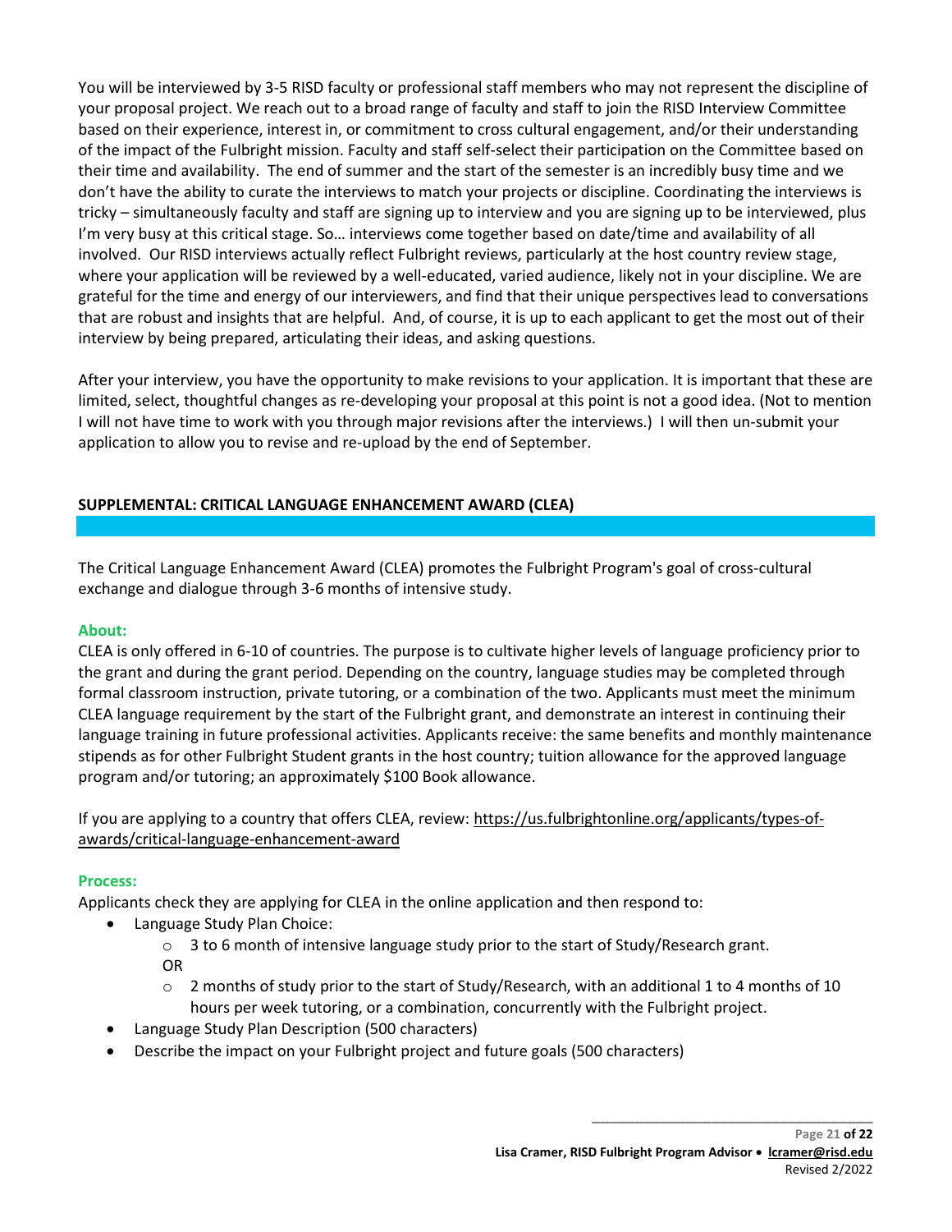You will be interviewed by 3-5 RISD faculty or professional staff members who may not represent the discipline of your proposal project. We reach out to a broad range of faculty and staff to join the RISD Interview Committee based on their experience, interest in, or commitment to cross cultural engagement, and/or their understanding of the impact of the Fulbright mission. Faculty and staff self-select their participation on the Committee based on their time and availability. The end of summer and the start of the semester is an incredibly busy time and we don't have the ability to curate the interviews to match your projects or discipline. Coordinating the interviews is tricky – simultaneously faculty and staff are signing up to interview and you are signing up to be interviewed, plus I'm very busy at this critical stage. So… interviews come together based on date/time and availability of all involved. Our RISD interviews actually reflect Fulbright reviews, particularly at the host country review stage, where your application will be reviewed by a well-educated, varied audience, likely not in your discipline. We are grateful for the time and energy of our interviewers, and find that their unique perspectives lead to conversations that are robust and insights that are helpful. And, of course, it is up to each applicant to get the most out of their interview by being prepared, articulating their ideas, and asking questions.

After your interview, you have the opportunity to make revisions to your application. It is important that these are limited, select, thoughtful changes as re-developing your proposal at this point is not a good idea. (Not to mention I will not have time to work with you through major revisions after the interviews.) I will then un-submit your application to allow you to revise and re-upload by the end of September.

## SUPPLEMENTAL: CRITICAL LANGUAGE ENHANCEMENT AWARD (CLEA)

The Critical Language Enhancement Award (CLEA) promotes the Fulbright Program's goal of cross-cultural exchange and dialogue through 3-6 months of intensive study.

### About:

CLEA is only offered in 6-10 of countries. The purpose is to cultivate higher levels of language proficiency prior to the grant and during the grant period. Depending on the country, language studies may be completed through formal classroom instruction, private tutoring, or a combination of the two. Applicants must meet the minimum CLEA language requirement by the start of the Fulbright grant, and demonstrate an interest in continuing their language training in future professional activities. Applicants receive: the same benefits and monthly maintenance stipends as for other Fulbright Student grants in the host country; tuition allowance for the approved language program and/or tutoring; an approximately $100 Book allowance.

If you are applying to a country that offers CLEA, review: https://us.fulbrightonline.org/applicants/types-of-awards/critical-language-enhancement-award

### Process:

Applicants check they are applying for CLEA in the online application and then respond to:

- Language Study Plan Choice:
  - 3 to 6 month of intensive language study prior to the start of Study/Research grant.
  
  OR
  - 2 months of study prior to the start of Study/Research, with an additional 1 to 4 months of 10 hours per week tutoring, or a combination, concurrently with the Fulbright project.
- Language Study Plan Description (500 characters)
- Describe the impact on your Fulbright project and future goals (500 characters)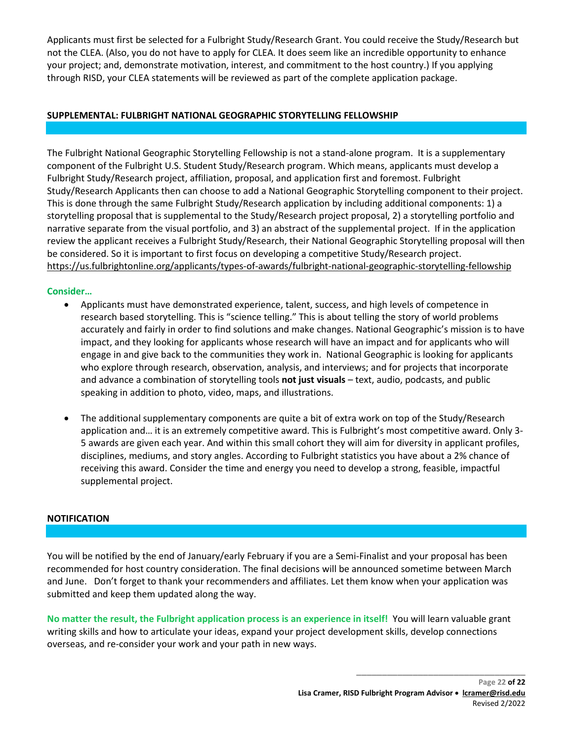Applicants must first be selected for a Fulbright Study/Research Grant. You could receive the Study/Research but not the CLEA. (Also, you do not have to apply for CLEA. It does seem like an incredible opportunity to enhance your project; and, demonstrate motivation, interest, and commitment to the host country.) If you applying through RISD, your CLEA statements will be reviewed as part of the complete application package.

## SUPPLEMENTAL: FULBRIGHT NATIONAL GEOGRAPHIC STORYTELLING FELLOWSHIP

The Fulbright National Geographic Storytelling Fellowship is not a stand-alone program. It is a supplementary component of the Fulbright U.S. Student Study/Research program. Which means, applicants must develop a Fulbright Study/Research project, affiliation, proposal, and application first and foremost. Fulbright Study/Research Applicants then can choose to add a National Geographic Storytelling component to their project. This is done through the same Fulbright Study/Research application by including additional components: 1) a storytelling proposal that is supplemental to the Study/Research project proposal, 2) a storytelling portfolio and narrative separate from the visual portfolio, and 3) an abstract of the supplemental project. If in the application review the applicant receives a Fulbright Study/Research, their National Geographic Storytelling proposal will then be considered. So it is important to first focus on developing a competitive Study/Research project. https://us.fulbrightonline.org/applicants/types-of-awards/fulbright-national-geographic-storytelling-fellowship

**Consider…**

- Applicants must have demonstrated experience, talent, success, and high levels of competence in research based storytelling. This is "science telling." This is about telling the story of world problems accurately and fairly in order to find solutions and make changes. National Geographic's mission is to have impact, and they looking for applicants whose research will have an impact and for applicants who will engage in and give back to the communities they work in. National Geographic is looking for applicants who explore through research, observation, analysis, and interviews; and for projects that incorporate and advance a combination of storytelling tools **not just visuals** – text, audio, podcasts, and public speaking in addition to photo, video, maps, and illustrations.

- The additional supplementary components are quite a bit of extra work on top of the Study/Research application and… it is an extremely competitive award. This is Fulbright's most competitive award. Only 3-5 awards are given each year. And within this small cohort they will aim for diversity in applicant profiles, disciplines, mediums, and story angles. According to Fulbright statistics you have about a 2% chance of receiving this award. Consider the time and energy you need to develop a strong, feasible, impactful supplemental project.

## NOTIFICATION

You will be notified by the end of January/early February if you are a Semi-Finalist and your proposal has been recommended for host country consideration. The final decisions will be announced sometime between March and June. Don't forget to thank your recommenders and affiliates. Let them know when your application was submitted and keep them updated along the way.

**No matter the result, the Fulbright application process is an experience in itself!** You will learn valuable grant writing skills and how to articulate your ideas, expand your project development skills, develop connections overseas, and re-consider your work and your path in new ways.